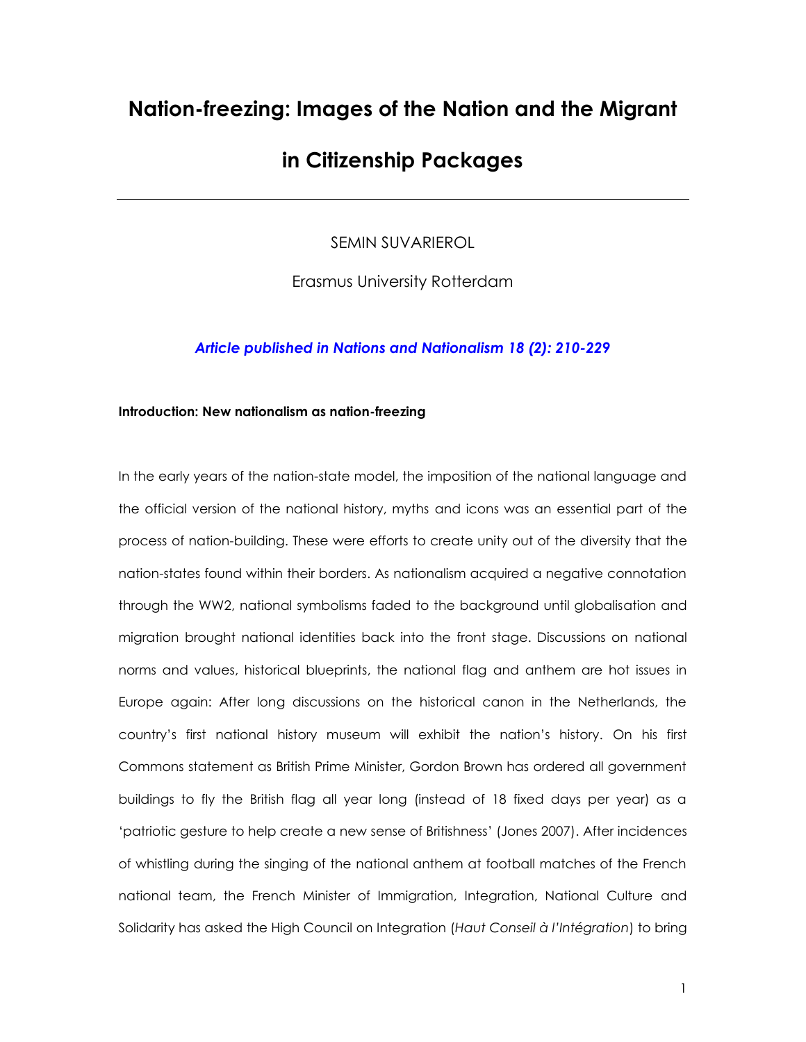# Nation-freezing: Images of the Nation and the Migrant in Citizenship Packages

SEMIN SUVARIEROL

Erasmus University Rotterdam

*Article published in Nations and Nationalism 18 (2): 210-229*

**Introduction: New nationalism as nation-freezing**

In the early years of the nation-state model, the imposition of the national language and the official version of the national history, myths and icons was an essential part of the process of nation-building. These were efforts to create unity out of the diversity that the nation-states found within their borders. As nationalism acquired a negative connotation through the WW2, national symbolisms faded to the background until globalisation and migration brought national identities back into the front stage. Discussions on national norms and values, historical blueprints, the national flag and anthem are hot issues in Europe again: After long discussions on the historical canon in the Netherlands, the country's first national history museum will exhibit the nation's history. On his first Commons statement as British Prime Minister, Gordon Brown has ordered all government buildings to fly the British flag all year long (instead of 18 fixed days per year) as a 'patriotic gesture to help create a new sense of Britishness' (Jones 2007). After incidences of whistling during the singing of the national anthem at football matches of the French national team, the French Minister of Immigration, Integration, National Culture and Solidarity has asked the High Council on Integration (*Haut Conseil à l'Intégration*) to bring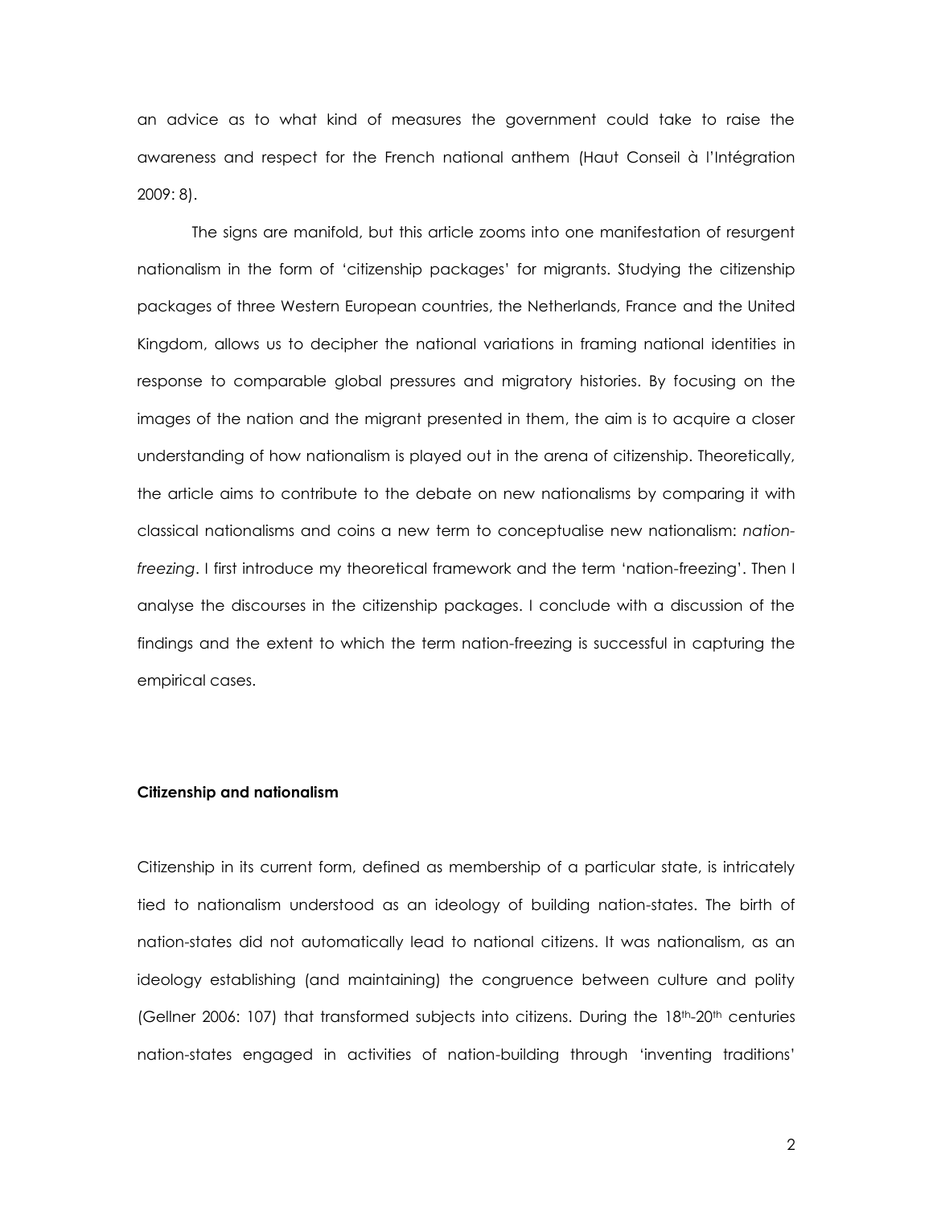an advice as to what kind of measures the government could take to raise the awareness and respect for the French national anthem (Haut Conseil à l'Intégration 2009: 8).

The signs are manifold, but this article zooms into one manifestation of resurgent nationalism in the form of 'citizenship packages' for migrants. Studying the citizenship packages of three Western European countries, the Netherlands, France and the United Kingdom, allows us to decipher the national variations in framing national identities in response to comparable global pressures and migratory histories. By focusing on the images of the nation and the migrant presented in them, the aim is to acquire a closer understanding of how nationalism is played out in the arena of citizenship. Theoretically, the article aims to contribute to the debate on new nationalisms by comparing it with classical nationalisms and coins a new term to conceptualise new nationalism: *nation-freezing*. I first introduce my theoretical framework and the term 'nation-freezing'. Then I analyse the discourses in the citizenship packages. I conclude with a discussion of the findings and the extent to which the term nation-freezing is successful in capturing the empirical cases.

**Citizenship and nationalism**

Citizenship in its current form, defined as membership of a particular state, is intricately tied to nationalism understood as an ideology of building nation-states. The birth of nation-states did not automatically lead to national citizens. It was nationalism, as an ideology establishing (and maintaining) the congruence between culture and polity (Gellner 2006: 107) that transformed subjects into citizens. During the 18th-20th centuries nation-states engaged in activities of nation-building through 'inventing traditions'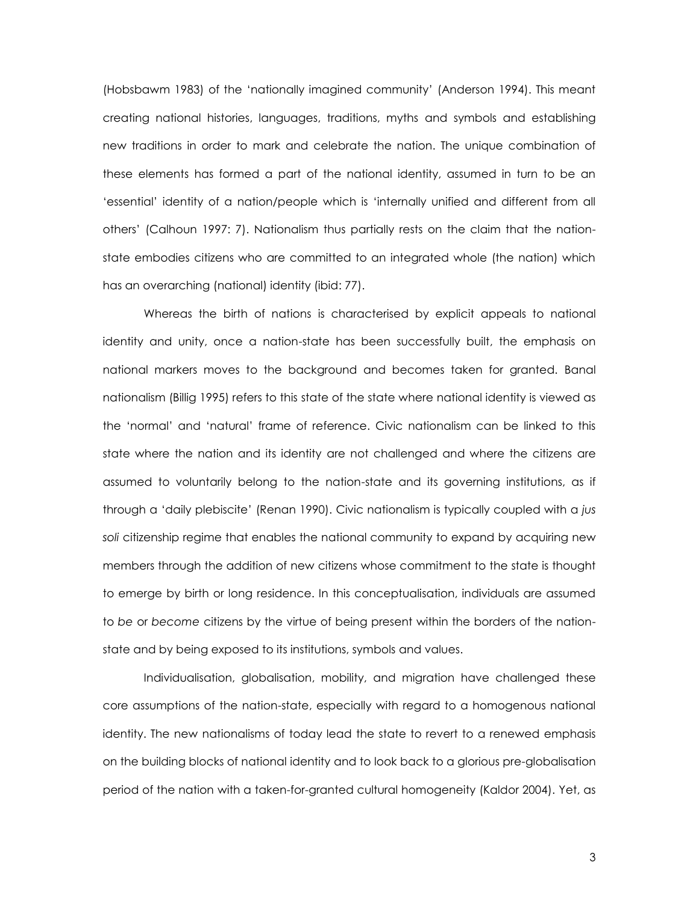(Hobsbawm 1983) of the 'nationally imagined community' (Anderson 1994). This meant creating national histories, languages, traditions, myths and symbols and establishing new traditions in order to mark and celebrate the nation. The unique combination of these elements has formed a part of the national identity, assumed in turn to be an 'essential' identity of a nation/people which is 'internally unified and different from all others' (Calhoun 1997: 7). Nationalism thus partially rests on the claim that the nation-state embodies citizens who are committed to an integrated whole (the nation) which has an overarching (national) identity (ibid: 77).

Whereas the birth of nations is characterised by explicit appeals to national identity and unity, once a nation-state has been successfully built, the emphasis on national markers moves to the background and becomes taken for granted. Banal nationalism (Billig 1995) refers to this state of the state where national identity is viewed as the 'normal' and 'natural' frame of reference. Civic nationalism can be linked to this state where the nation and its identity are not challenged and where the citizens are assumed to voluntarily belong to the nation-state and its governing institutions, as if through a 'daily plebiscite' (Renan 1990). Civic nationalism is typically coupled with a *jus soli* citizenship regime that enables the national community to expand by acquiring new members through the addition of new citizens whose commitment to the state is thought to emerge by birth or long residence. In this conceptualisation, individuals are assumed to *be* or *become* citizens by the virtue of being present within the borders of the nation-state and by being exposed to its institutions, symbols and values.

Individualisation, globalisation, mobility, and migration have challenged these core assumptions of the nation-state, especially with regard to a homogenous national identity. The new nationalisms of today lead the state to revert to a renewed emphasis on the building blocks of national identity and to look back to a glorious pre-globalisation period of the nation with a taken-for-granted cultural homogeneity (Kaldor 2004). Yet, as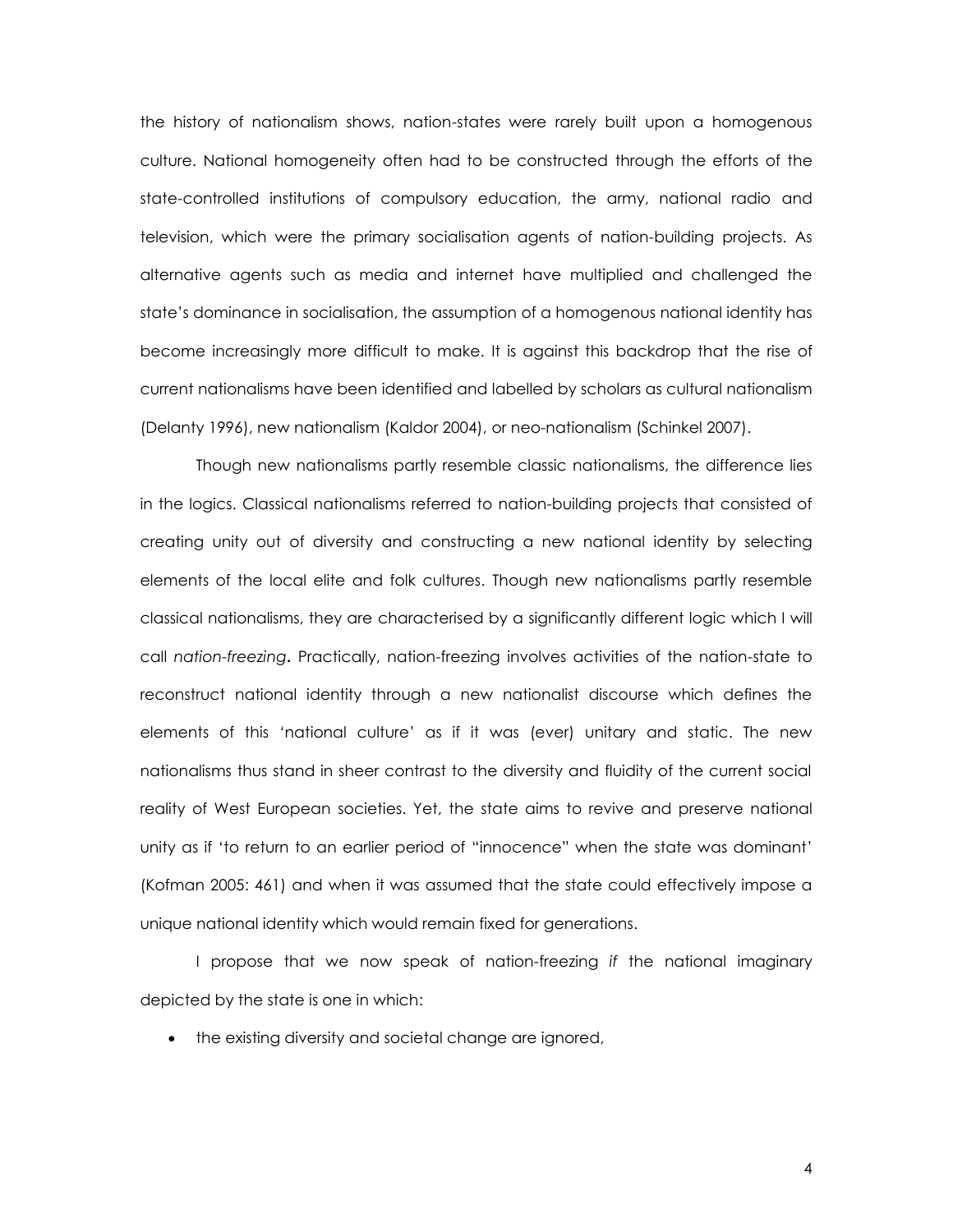the history of nationalism shows, nation-states were rarely built upon a homogenous culture. National homogeneity often had to be constructed through the efforts of the state-controlled institutions of compulsory education, the army, national radio and television, which were the primary socialisation agents of nation-building projects. As alternative agents such as media and internet have multiplied and challenged the state's dominance in socialisation, the assumption of a homogenous national identity has become increasingly more difficult to make. It is against this backdrop that the rise of current nationalisms have been identified and labelled by scholars as cultural nationalism (Delanty 1996), new nationalism (Kaldor 2004), or neo-nationalism (Schinkel 2007).

Though new nationalisms partly resemble classic nationalisms, the difference lies in the logics. Classical nationalisms referred to nation-building projects that consisted of creating unity out of diversity and constructing a new national identity by selecting elements of the local elite and folk cultures. Though new nationalisms partly resemble classical nationalisms, they are characterised by a significantly different logic which I will call ***nation-freezing***. Practically, nation-freezing involves activities of the nation-state to reconstruct national identity through a new nationalist discourse which defines the elements of this 'national culture' as if it was (ever) unitary and static. The new nationalisms thus stand in sheer contrast to the diversity and fluidity of the current social reality of West European societies. Yet, the state aims to revive and preserve national unity as if 'to return to an earlier period of "innocence" when the state was dominant' (Kofman 2005: 461) and when it was assumed that the state could effectively impose a unique national identity which would remain fixed for generations.

I propose that we now speak of nation-freezing *if* the national imaginary depicted by the state is one in which:

- the existing diversity and societal change are ignored,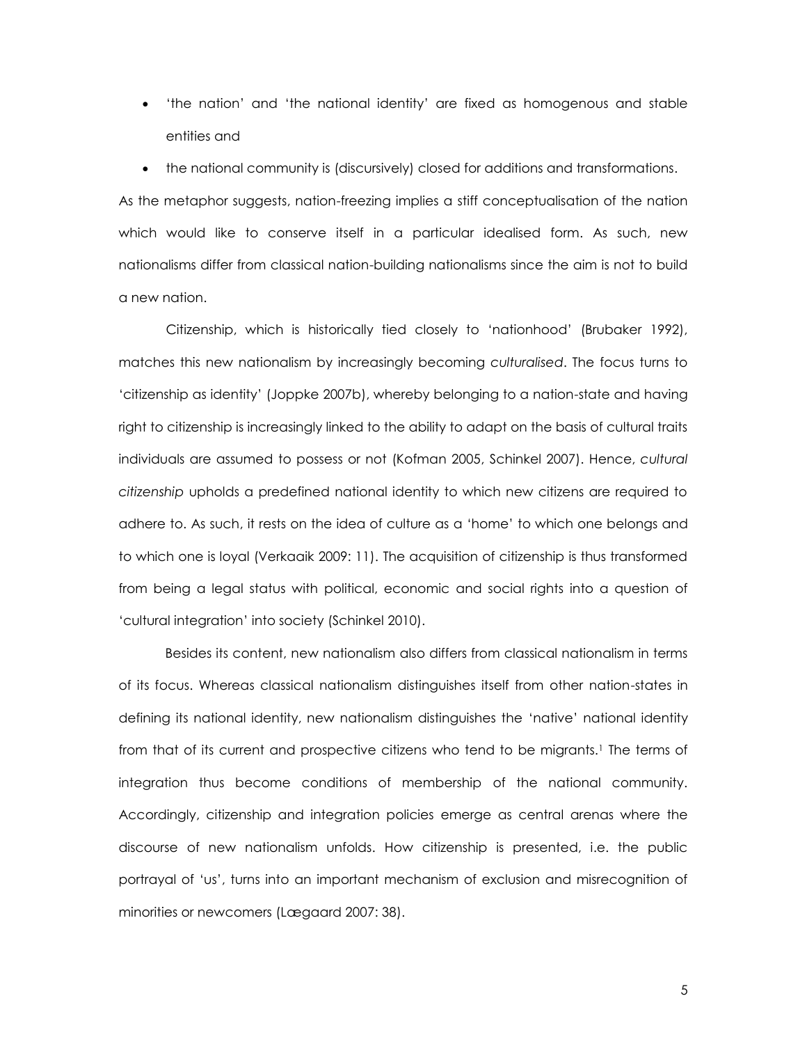- 'the nation' and 'the national identity' are fixed as homogenous and stable entities and
- the national community is (discursively) closed for additions and transformations.

As the metaphor suggests, nation-freezing implies a stiff conceptualisation of the nation which would like to conserve itself in a particular idealised form. As such, new nationalisms differ from classical nation-building nationalisms since the aim is not to build a new nation.

Citizenship, which is historically tied closely to 'nationhood' (Brubaker 1992), matches this new nationalism by increasingly becoming *culturalised*. The focus turns to 'citizenship as identity' (Joppke 2007b), whereby belonging to a nation-state and having right to citizenship is increasingly linked to the ability to adapt on the basis of cultural traits individuals are assumed to possess or not (Kofman 2005, Schinkel 2007). Hence, *cultural citizenship* upholds a predefined national identity to which new citizens are required to adhere to. As such, it rests on the idea of culture as a 'home' to which one belongs and to which one is loyal (Verkaaik 2009: 11). The acquisition of citizenship is thus transformed from being a legal status with political, economic and social rights into a question of 'cultural integration' into society (Schinkel 2010).

Besides its content, new nationalism also differs from classical nationalism in terms of its focus. Whereas classical nationalism distinguishes itself from other nation-states in defining its national identity, new nationalism distinguishes the 'native' national identity from that of its current and prospective citizens who tend to be migrants.[1] The terms of integration thus become conditions of membership of the national community. Accordingly, citizenship and integration policies emerge as central arenas where the discourse of new nationalism unfolds. How citizenship is presented, i.e. the public portrayal of 'us', turns into an important mechanism of exclusion and misrecognition of minorities or newcomers (Lægaard 2007: 38).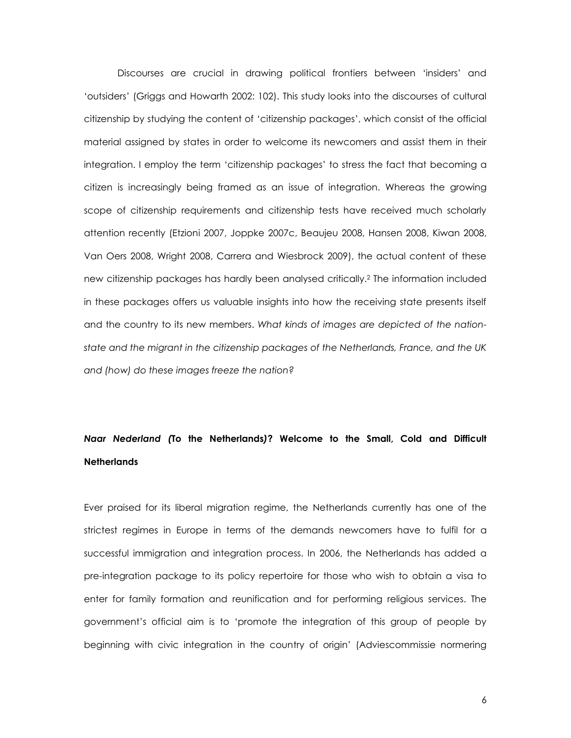Discourses are crucial in drawing political frontiers between 'insiders' and 'outsiders' (Griggs and Howarth 2002: 102). This study looks into the discourses of cultural citizenship by studying the content of 'citizenship packages', which consist of the official material assigned by states in order to welcome its newcomers and assist them in their integration. I employ the term 'citizenship packages' to stress the fact that becoming a citizen is increasingly being framed as an issue of integration. Whereas the growing scope of citizenship requirements and citizenship tests have received much scholarly attention recently (Etzioni 2007, Joppke 2007c, Beaujeu 2008, Hansen 2008, Kiwan 2008, Van Oers 2008, Wright 2008, Carrera and Wiesbrock 2009), the actual content of these new citizenship packages has hardly been analysed critically.[2] The information included in these packages offers us valuable insights into how the receiving state presents itself and the country to its new members. *What kinds of images are depicted of the nation-state and the migrant in the citizenship packages of the Netherlands, France, and the UK and (how) do these images freeze the nation?*

## ***Naar Nederland (*To the Netherlands*)?* Welcome to the Small, Cold and Difficult Netherlands**

Ever praised for its liberal migration regime, the Netherlands currently has one of the strictest regimes in Europe in terms of the demands newcomers have to fulfil for a successful immigration and integration process. In 2006, the Netherlands has added a pre-integration package to its policy repertoire for those who wish to obtain a visa to enter for family formation and reunification and for performing religious services. The government's official aim is to 'promote the integration of this group of people by beginning with civic integration in the country of origin' (Adviescommissie normering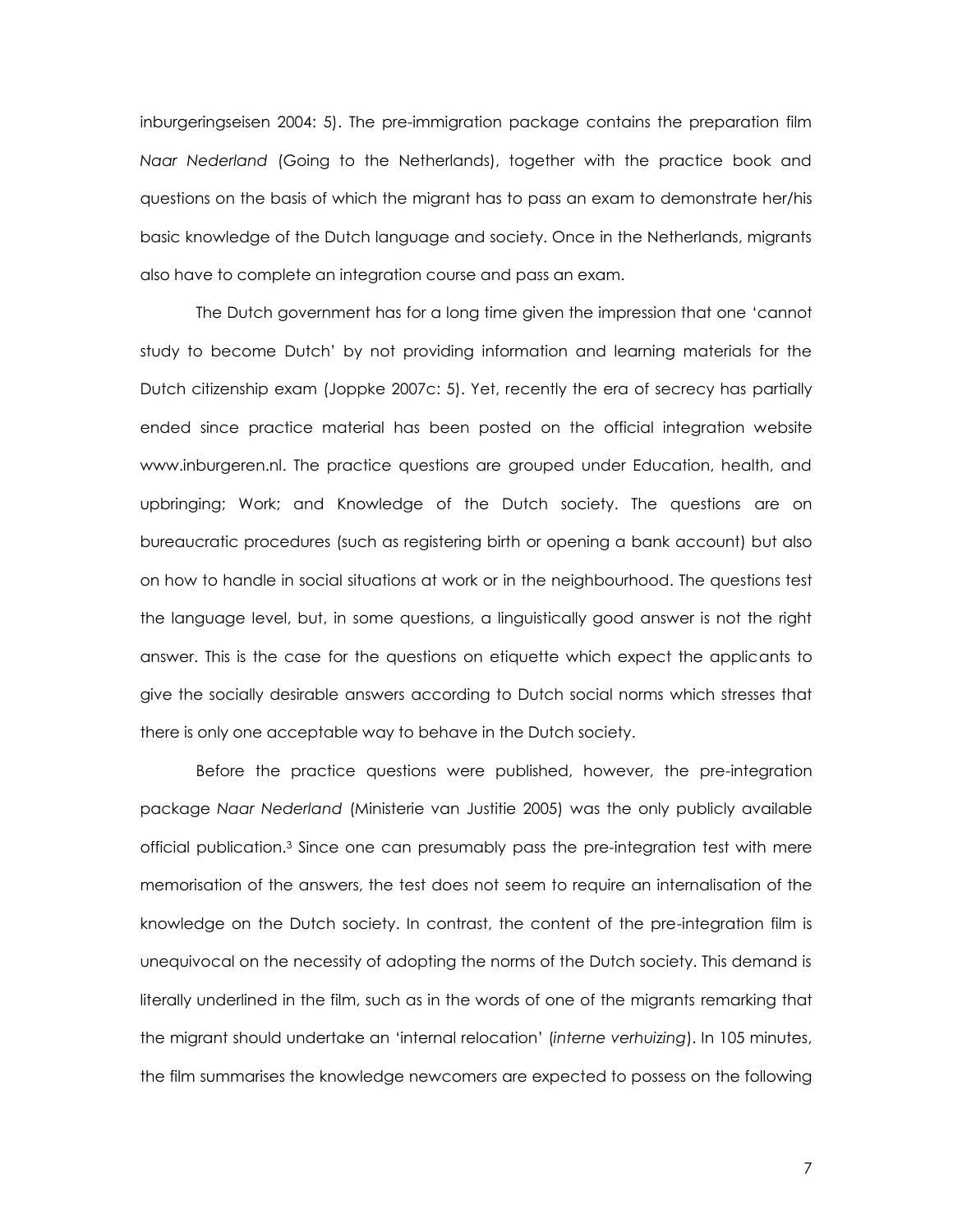inburgeringseisen 2004: 5). The pre-immigration package contains the preparation film *Naar Nederland* (Going to the Netherlands), together with the practice book and questions on the basis of which the migrant has to pass an exam to demonstrate her/his basic knowledge of the Dutch language and society. Once in the Netherlands, migrants also have to complete an integration course and pass an exam.

The Dutch government has for a long time given the impression that one 'cannot study to become Dutch' by not providing information and learning materials for the Dutch citizenship exam (Joppke 2007c: 5). Yet, recently the era of secrecy has partially ended since practice material has been posted on the official integration website www.inburgeren.nl. The practice questions are grouped under Education, health, and upbringing; Work; and Knowledge of the Dutch society. The questions are on bureaucratic procedures (such as registering birth or opening a bank account) but also on how to handle in social situations at work or in the neighbourhood. The questions test the language level, but, in some questions, a linguistically good answer is not the right answer. This is the case for the questions on etiquette which expect the applicants to give the socially desirable answers according to Dutch social norms which stresses that there is only one acceptable way to behave in the Dutch society.

Before the practice questions were published, however, the pre-integration package *Naar Nederland* (Ministerie van Justitie 2005) was the only publicly available official publication.[3] Since one can presumably pass the pre-integration test with mere memorisation of the answers, the test does not seem to require an internalisation of the knowledge on the Dutch society. In contrast, the content of the pre-integration film is unequivocal on the necessity of adopting the norms of the Dutch society. This demand is literally underlined in the film, such as in the words of one of the migrants remarking that the migrant should undertake an 'internal relocation' (*interne verhuizing*). In 105 minutes, the film summarises the knowledge newcomers are expected to possess on the following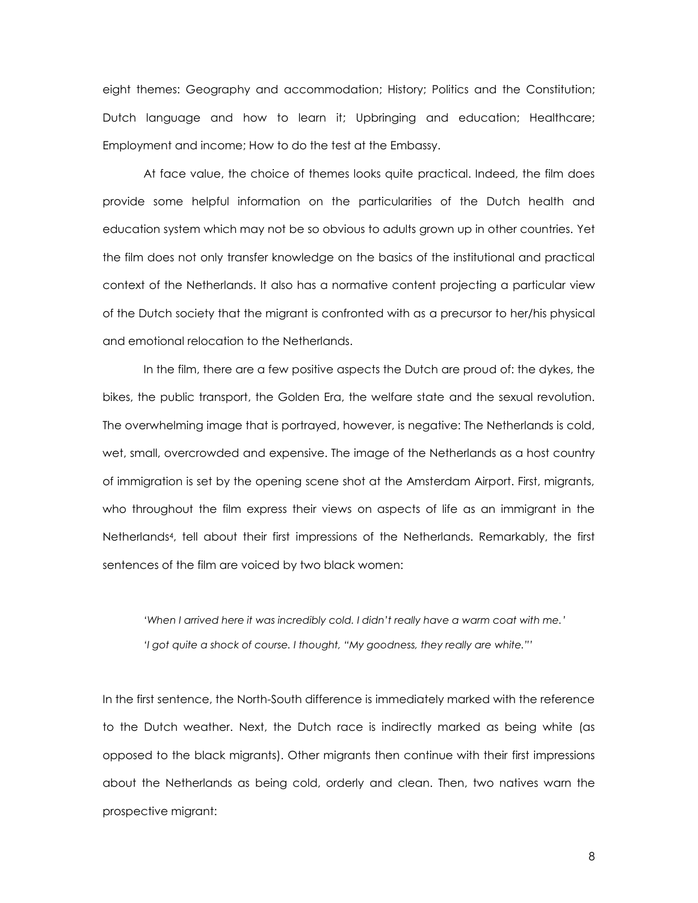eight themes: Geography and accommodation; History; Politics and the Constitution; Dutch language and how to learn it; Upbringing and education; Healthcare; Employment and income; How to do the test at the Embassy.

At face value, the choice of themes looks quite practical. Indeed, the film does provide some helpful information on the particularities of the Dutch health and education system which may not be so obvious to adults grown up in other countries. Yet the film does not only transfer knowledge on the basics of the institutional and practical context of the Netherlands. It also has a normative content projecting a particular view of the Dutch society that the migrant is confronted with as a precursor to her/his physical and emotional relocation to the Netherlands.

In the film, there are a few positive aspects the Dutch are proud of: the dykes, the bikes, the public transport, the Golden Era, the welfare state and the sexual revolution. The overwhelming image that is portrayed, however, is negative: The Netherlands is cold, wet, small, overcrowded and expensive. The image of the Netherlands as a host country of immigration is set by the opening scene shot at the Amsterdam Airport. First, migrants, who throughout the film express their views on aspects of life as an immigrant in the Netherlands[4], tell about their first impressions of the Netherlands. Remarkably, the first sentences of the film are voiced by two black women:

> *'When I arrived here it was incredibly cold. I didn't really have a warm coat with me.'*
>
> *'I got quite a shock of course. I thought, "My goodness, they really are white."'*

In the first sentence, the North-South difference is immediately marked with the reference to the Dutch weather. Next, the Dutch race is indirectly marked as being white (as opposed to the black migrants). Other migrants then continue with their first impressions about the Netherlands as being cold, orderly and clean. Then, two natives warn the prospective migrant: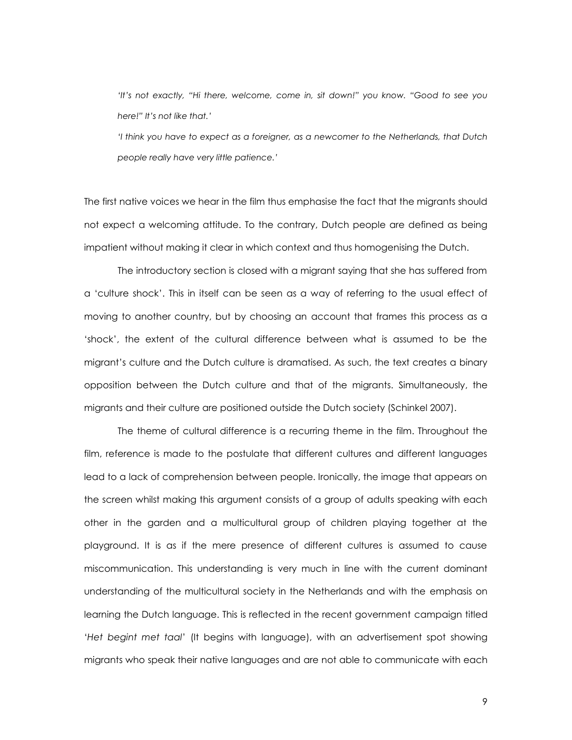> *'It's not exactly, "Hi there, welcome, come in, sit down!" you know. "Good to see you here!" It's not like that.'*
>
> *'I think you have to expect as a foreigner, as a newcomer to the Netherlands, that Dutch people really have very little patience.'*

The first native voices we hear in the film thus emphasise the fact that the migrants should not expect a welcoming attitude. To the contrary, Dutch people are defined as being impatient without making it clear in which context and thus homogenising the Dutch.

The introductory section is closed with a migrant saying that she has suffered from a 'culture shock'. This in itself can be seen as a way of referring to the usual effect of moving to another country, but by choosing an account that frames this process as a 'shock', the extent of the cultural difference between what is assumed to be the migrant's culture and the Dutch culture is dramatised. As such, the text creates a binary opposition between the Dutch culture and that of the migrants. Simultaneously, the migrants and their culture are positioned outside the Dutch society (Schinkel 2007).

The theme of cultural difference is a recurring theme in the film. Throughout the film, reference is made to the postulate that different cultures and different languages lead to a lack of comprehension between people. Ironically, the image that appears on the screen whilst making this argument consists of a group of adults speaking with each other in the garden and a multicultural group of children playing together at the playground. It is as if the mere presence of different cultures is assumed to cause miscommunication. This understanding is very much in line with the current dominant understanding of the multicultural society in the Netherlands and with the emphasis on learning the Dutch language. This is reflected in the recent government campaign titled '*Het begint met taal*' (It begins with language), with an advertisement spot showing migrants who speak their native languages and are not able to communicate with each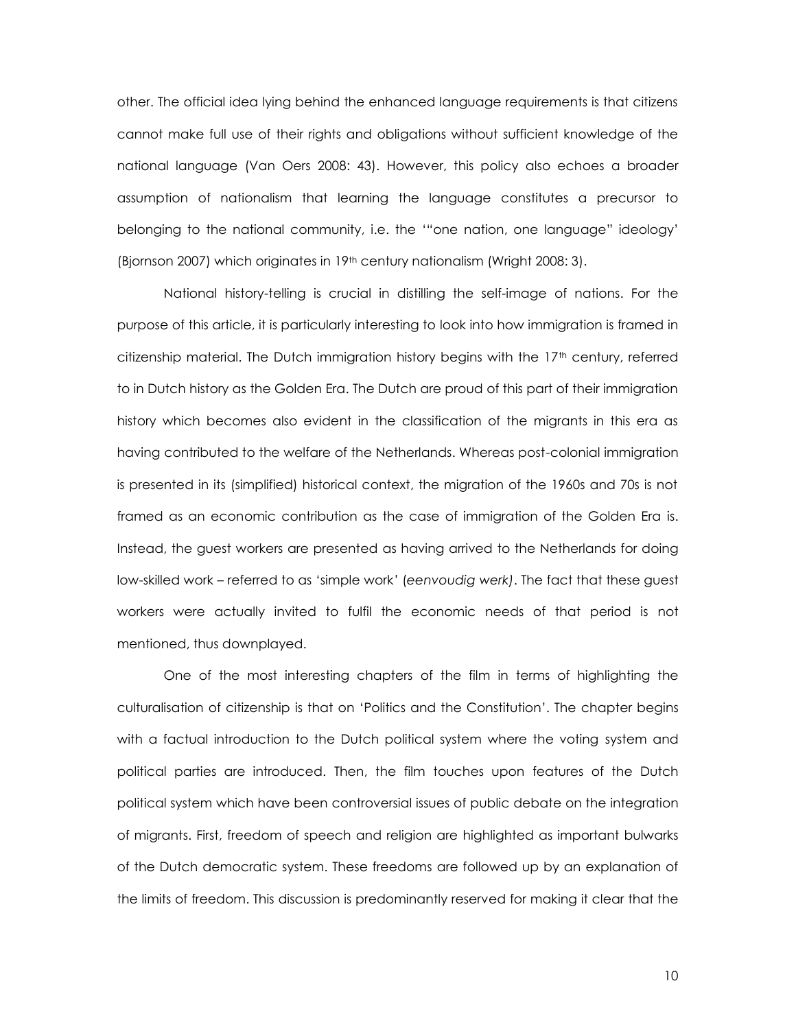other. The official idea lying behind the enhanced language requirements is that citizens cannot make full use of their rights and obligations without sufficient knowledge of the national language (Van Oers 2008: 43). However, this policy also echoes a broader assumption of nationalism that learning the language constitutes a precursor to belonging to the national community, i.e. the '"one nation, one language" ideology' (Bjornson 2007) which originates in 19th century nationalism (Wright 2008: 3).

National history-telling is crucial in distilling the self-image of nations. For the purpose of this article, it is particularly interesting to look into how immigration is framed in citizenship material. The Dutch immigration history begins with the 17th century, referred to in Dutch history as the Golden Era. The Dutch are proud of this part of their immigration history which becomes also evident in the classification of the migrants in this era as having contributed to the welfare of the Netherlands. Whereas post-colonial immigration is presented in its (simplified) historical context, the migration of the 1960s and 70s is not framed as an economic contribution as the case of immigration of the Golden Era is. Instead, the guest workers are presented as having arrived to the Netherlands for doing low-skilled work – referred to as 'simple work' (*eenvoudig werk)*. The fact that these guest workers were actually invited to fulfil the economic needs of that period is not mentioned, thus downplayed.

One of the most interesting chapters of the film in terms of highlighting the culturalisation of citizenship is that on 'Politics and the Constitution'. The chapter begins with a factual introduction to the Dutch political system where the voting system and political parties are introduced. Then, the film touches upon features of the Dutch political system which have been controversial issues of public debate on the integration of migrants. First, freedom of speech and religion are highlighted as important bulwarks of the Dutch democratic system. These freedoms are followed up by an explanation of the limits of freedom. This discussion is predominantly reserved for making it clear that the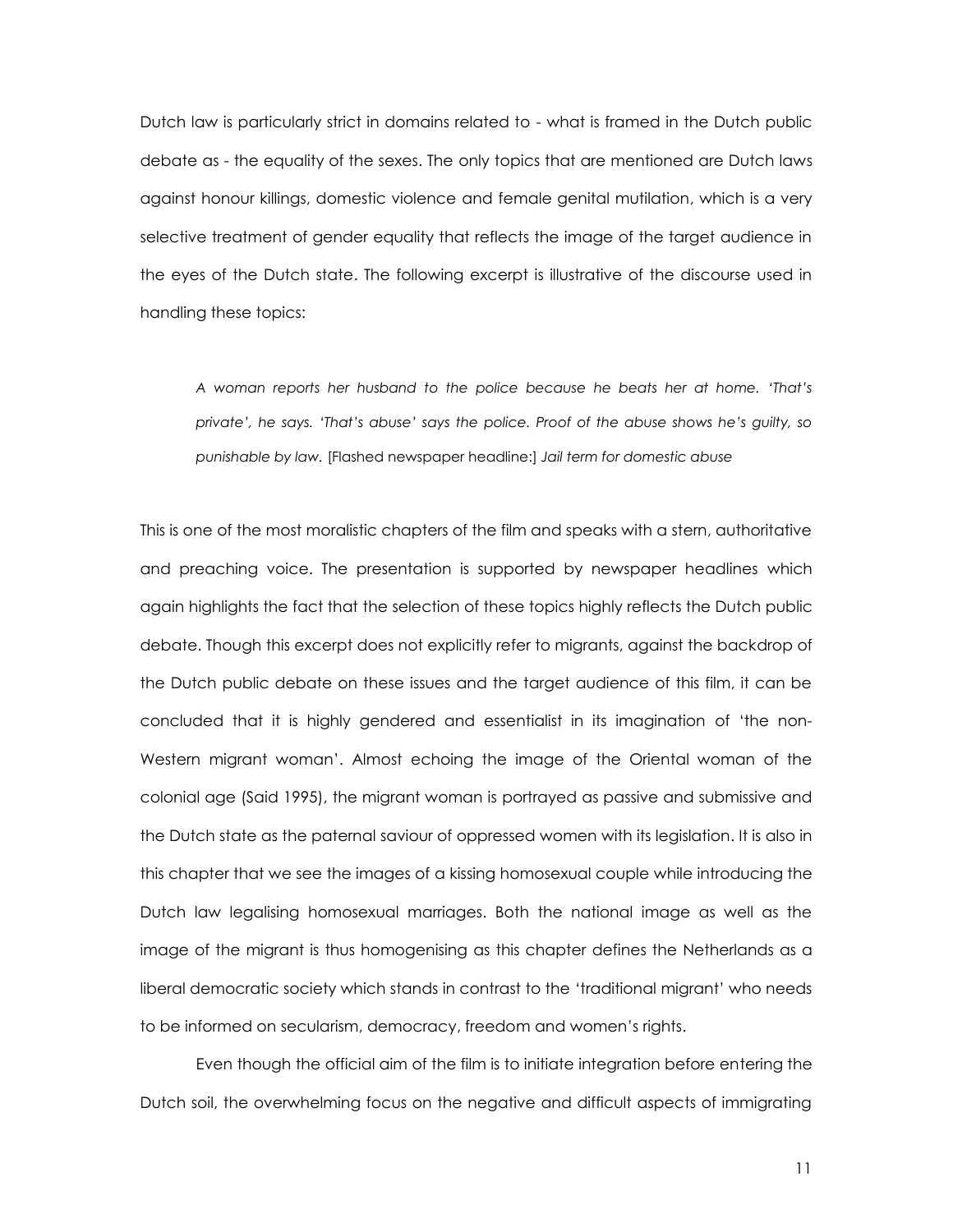Dutch law is particularly strict in domains related to - what is framed in the Dutch public debate as - the equality of the sexes. The only topics that are mentioned are Dutch laws against honour killings, domestic violence and female genital mutilation, which is a very selective treatment of gender equality that reflects the image of the target audience in the eyes of the Dutch state. The following excerpt is illustrative of the discourse used in handling these topics:

> *A woman reports her husband to the police because he beats her at home. 'That's private', he says. 'That's abuse' says the police. Proof of the abuse shows he's guilty, so punishable by law.* [Flashed newspaper headline:] *Jail term for domestic abuse*

This is one of the most moralistic chapters of the film and speaks with a stern, authoritative and preaching voice. The presentation is supported by newspaper headlines which again highlights the fact that the selection of these topics highly reflects the Dutch public debate. Though this excerpt does not explicitly refer to migrants, against the backdrop of the Dutch public debate on these issues and the target audience of this film, it can be concluded that it is highly gendered and essentialist in its imagination of 'the non-Western migrant woman'. Almost echoing the image of the Oriental woman of the colonial age (Said 1995), the migrant woman is portrayed as passive and submissive and the Dutch state as the paternal saviour of oppressed women with its legislation. It is also in this chapter that we see the images of a kissing homosexual couple while introducing the Dutch law legalising homosexual marriages. Both the national image as well as the image of the migrant is thus homogenising as this chapter defines the Netherlands as a liberal democratic society which stands in contrast to the 'traditional migrant' who needs to be informed on secularism, democracy, freedom and women's rights.

Even though the official aim of the film is to initiate integration before entering the Dutch soil, the overwhelming focus on the negative and difficult aspects of immigrating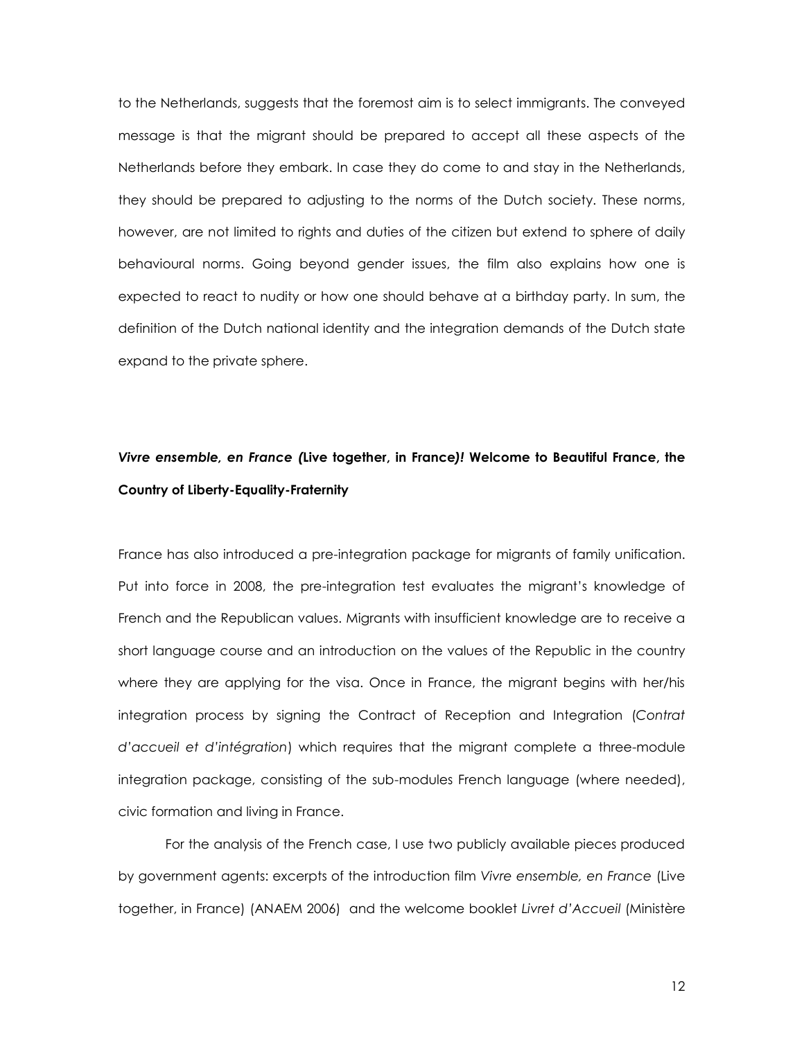to the Netherlands, suggests that the foremost aim is to select immigrants. The conveyed message is that the migrant should be prepared to accept all these aspects of the Netherlands before they embark. In case they do come to and stay in the Netherlands, they should be prepared to adjusting to the norms of the Dutch society. These norms, however, are not limited to rights and duties of the citizen but extend to sphere of daily behavioural norms. Going beyond gender issues, the film also explains how one is expected to react to nudity or how one should behave at a birthday party. In sum, the definition of the Dutch national identity and the integration demands of the Dutch state expand to the private sphere.

## ***Vivre ensemble, en France (*Live together, in France*)!* Welcome to Beautiful France, the Country of Liberty-Equality-Fraternity**

France has also introduced a pre-integration package for migrants of family unification. Put into force in 2008, the pre-integration test evaluates the migrant's knowledge of French and the Republican values. Migrants with insufficient knowledge are to receive a short language course and an introduction on the values of the Republic in the country where they are applying for the visa. Once in France, the migrant begins with her/his integration process by signing the Contract of Reception and Integration (*Contrat d'accueil et d'intégration*) which requires that the migrant complete a three-module integration package, consisting of the sub-modules French language (where needed), civic formation and living in France.

For the analysis of the French case, I use two publicly available pieces produced by government agents: excerpts of the introduction film *Vivre ensemble, en France* (Live together, in France) (ANAEM 2006) and the welcome booklet *Livret d'Accueil* (Ministère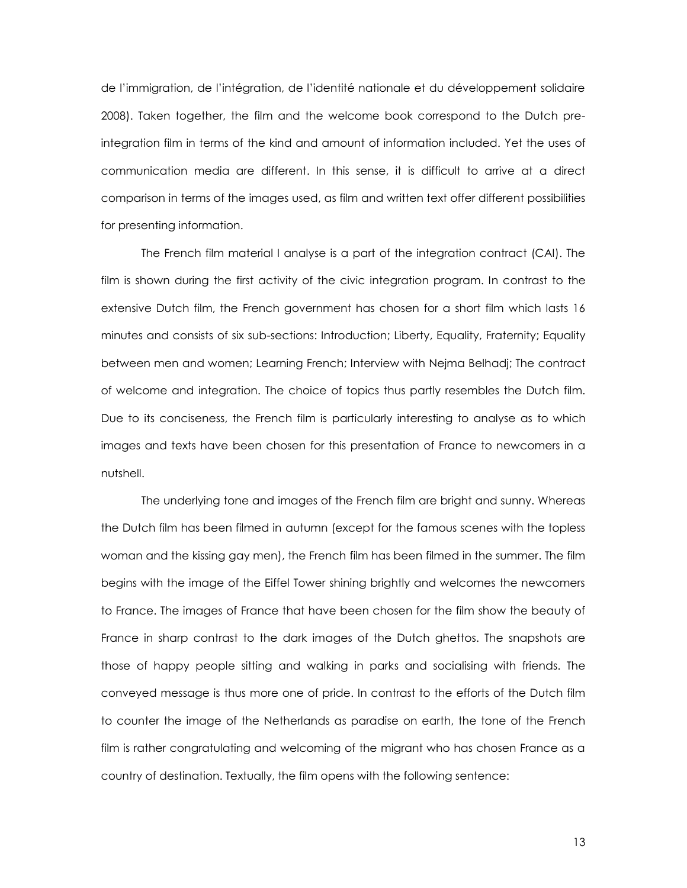de l'immigration, de l'intégration, de l'identité nationale et du développement solidaire 2008). Taken together, the film and the welcome book correspond to the Dutch pre-integration film in terms of the kind and amount of information included. Yet the uses of communication media are different. In this sense, it is difficult to arrive at a direct comparison in terms of the images used, as film and written text offer different possibilities for presenting information.

The French film material I analyse is a part of the integration contract (CAI). The film is shown during the first activity of the civic integration program. In contrast to the extensive Dutch film, the French government has chosen for a short film which lasts 16 minutes and consists of six sub-sections: Introduction; Liberty, Equality, Fraternity; Equality between men and women; Learning French; Interview with Nejma Belhadj; The contract of welcome and integration. The choice of topics thus partly resembles the Dutch film. Due to its conciseness, the French film is particularly interesting to analyse as to which images and texts have been chosen for this presentation of France to newcomers in a nutshell.

The underlying tone and images of the French film are bright and sunny. Whereas the Dutch film has been filmed in autumn (except for the famous scenes with the topless woman and the kissing gay men), the French film has been filmed in the summer. The film begins with the image of the Eiffel Tower shining brightly and welcomes the newcomers to France. The images of France that have been chosen for the film show the beauty of France in sharp contrast to the dark images of the Dutch ghettos. The snapshots are those of happy people sitting and walking in parks and socialising with friends. The conveyed message is thus more one of pride. In contrast to the efforts of the Dutch film to counter the image of the Netherlands as paradise on earth, the tone of the French film is rather congratulating and welcoming of the migrant who has chosen France as a country of destination. Textually, the film opens with the following sentence: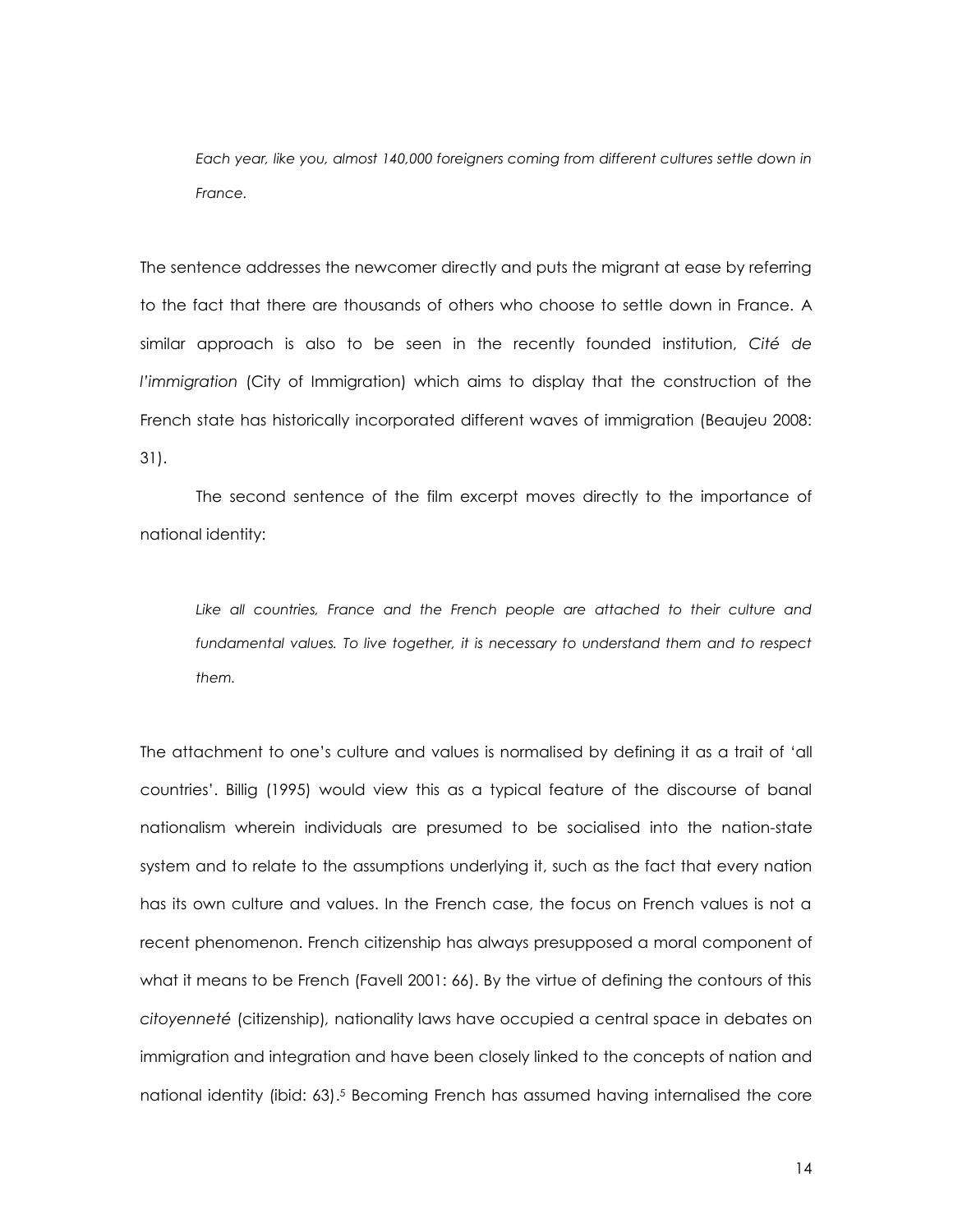> *Each year, like you, almost 140,000 foreigners coming from different cultures settle down in France.*

The sentence addresses the newcomer directly and puts the migrant at ease by referring to the fact that there are thousands of others who choose to settle down in France. A similar approach is also to be seen in the recently founded institution, *Cité de l'immigration* (City of Immigration) which aims to display that the construction of the French state has historically incorporated different waves of immigration (Beaujeu 2008: 31).

The second sentence of the film excerpt moves directly to the importance of national identity:

> *Like all countries, France and the French people are attached to their culture and fundamental values. To live together, it is necessary to understand them and to respect them.*

The attachment to one's culture and values is normalised by defining it as a trait of 'all countries'. Billig (1995) would view this as a typical feature of the discourse of banal nationalism wherein individuals are presumed to be socialised into the nation-state system and to relate to the assumptions underlying it, such as the fact that every nation has its own culture and values. In the French case, the focus on French values is not a recent phenomenon. French citizenship has always presupposed a moral component of what it means to be French (Favell 2001: 66). By the virtue of defining the contours of this *citoyenneté* (citizenship), nationality laws have occupied a central space in debates on immigration and integration and have been closely linked to the concepts of nation and national identity (ibid: 63).[5] Becoming French has assumed having internalised the core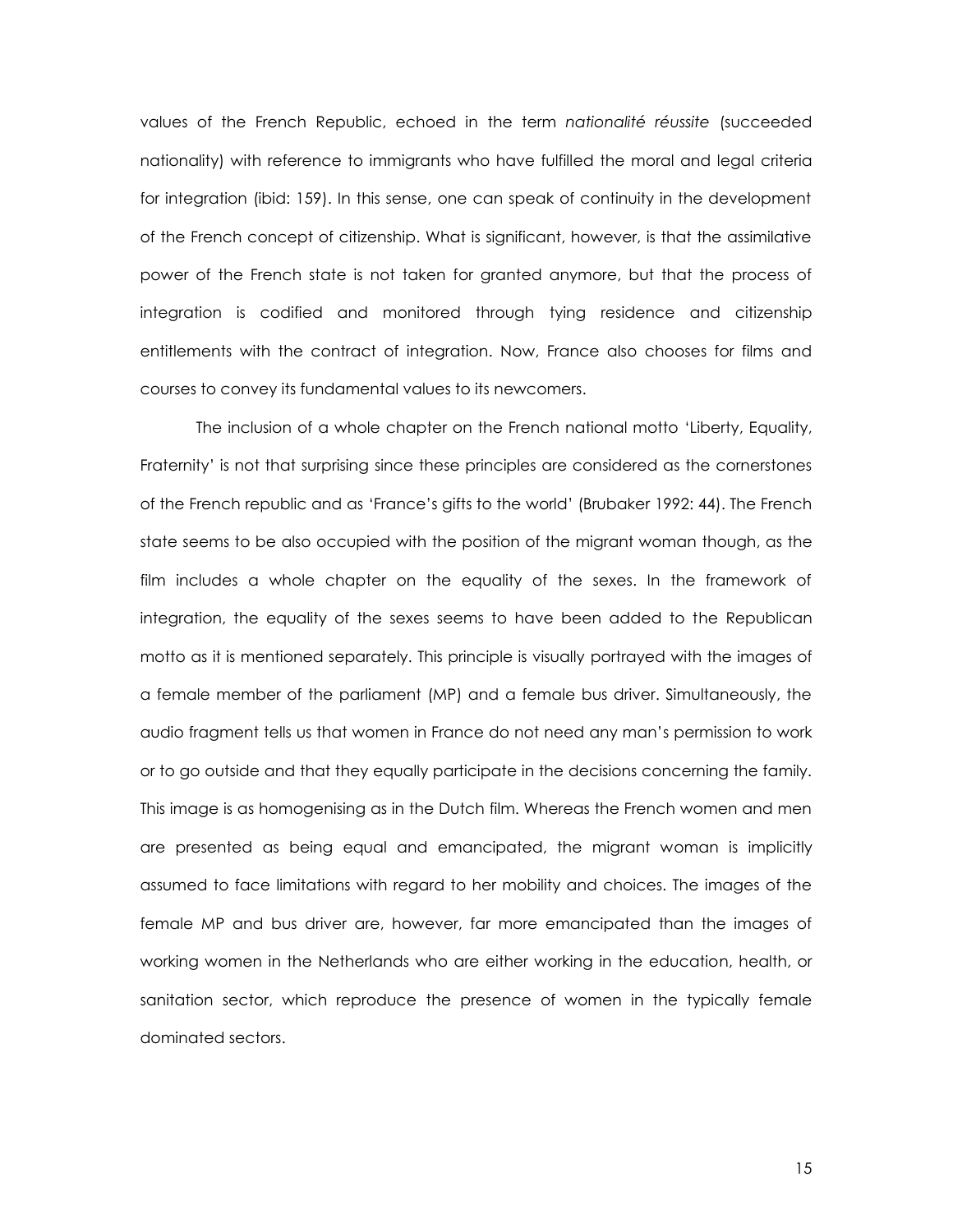values of the French Republic, echoed in the term *nationalité réussite* (succeeded nationality) with reference to immigrants who have fulfilled the moral and legal criteria for integration (ibid: 159). In this sense, one can speak of continuity in the development of the French concept of citizenship. What is significant, however, is that the assimilative power of the French state is not taken for granted anymore, but that the process of integration is codified and monitored through tying residence and citizenship entitlements with the contract of integration. Now, France also chooses for films and courses to convey its fundamental values to its newcomers.

The inclusion of a whole chapter on the French national motto 'Liberty, Equality, Fraternity' is not that surprising since these principles are considered as the cornerstones of the French republic and as 'France's gifts to the world' (Brubaker 1992: 44). The French state seems to be also occupied with the position of the migrant woman though, as the film includes a whole chapter on the equality of the sexes. In the framework of integration, the equality of the sexes seems to have been added to the Republican motto as it is mentioned separately. This principle is visually portrayed with the images of a female member of the parliament (MP) and a female bus driver. Simultaneously, the audio fragment tells us that women in France do not need any man's permission to work or to go outside and that they equally participate in the decisions concerning the family. This image is as homogenising as in the Dutch film. Whereas the French women and men are presented as being equal and emancipated, the migrant woman is implicitly assumed to face limitations with regard to her mobility and choices. The images of the female MP and bus driver are, however, far more emancipated than the images of working women in the Netherlands who are either working in the education, health, or sanitation sector, which reproduce the presence of women in the typically female dominated sectors.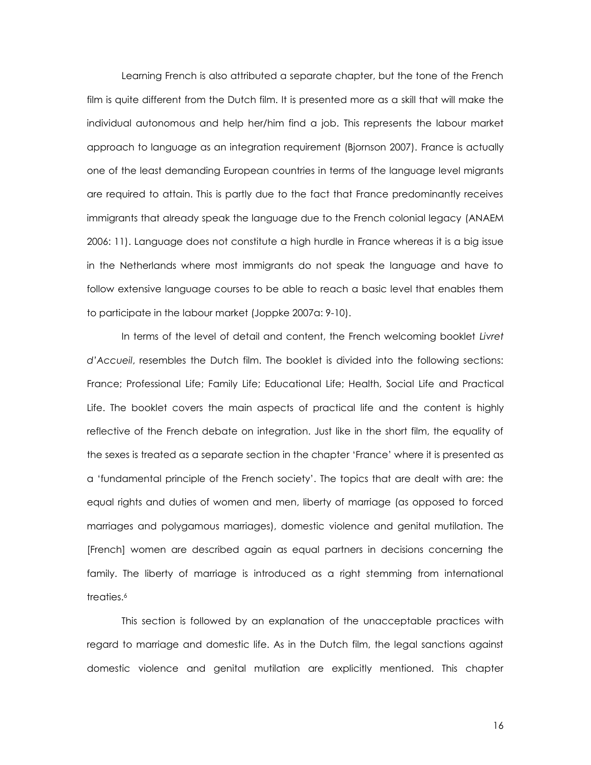Learning French is also attributed a separate chapter, but the tone of the French film is quite different from the Dutch film. It is presented more as a skill that will make the individual autonomous and help her/him find a job. This represents the labour market approach to language as an integration requirement (Bjornson 2007). France is actually one of the least demanding European countries in terms of the language level migrants are required to attain. This is partly due to the fact that France predominantly receives immigrants that already speak the language due to the French colonial legacy (ANAEM 2006: 11). Language does not constitute a high hurdle in France whereas it is a big issue in the Netherlands where most immigrants do not speak the language and have to follow extensive language courses to be able to reach a basic level that enables them to participate in the labour market (Joppke 2007a: 9-10).

In terms of the level of detail and content, the French welcoming booklet *Livret d'Accueil*, resembles the Dutch film. The booklet is divided into the following sections: France; Professional Life; Family Life; Educational Life; Health, Social Life and Practical Life. The booklet covers the main aspects of practical life and the content is highly reflective of the French debate on integration. Just like in the short film, the equality of the sexes is treated as a separate section in the chapter 'France' where it is presented as a 'fundamental principle of the French society'. The topics that are dealt with are: the equal rights and duties of women and men, liberty of marriage (as opposed to forced marriages and polygamous marriages), domestic violence and genital mutilation. The [French] women are described again as equal partners in decisions concerning the family. The liberty of marriage is introduced as a right stemming from international treaties.[6]

This section is followed by an explanation of the unacceptable practices with regard to marriage and domestic life. As in the Dutch film, the legal sanctions against domestic violence and genital mutilation are explicitly mentioned. This chapter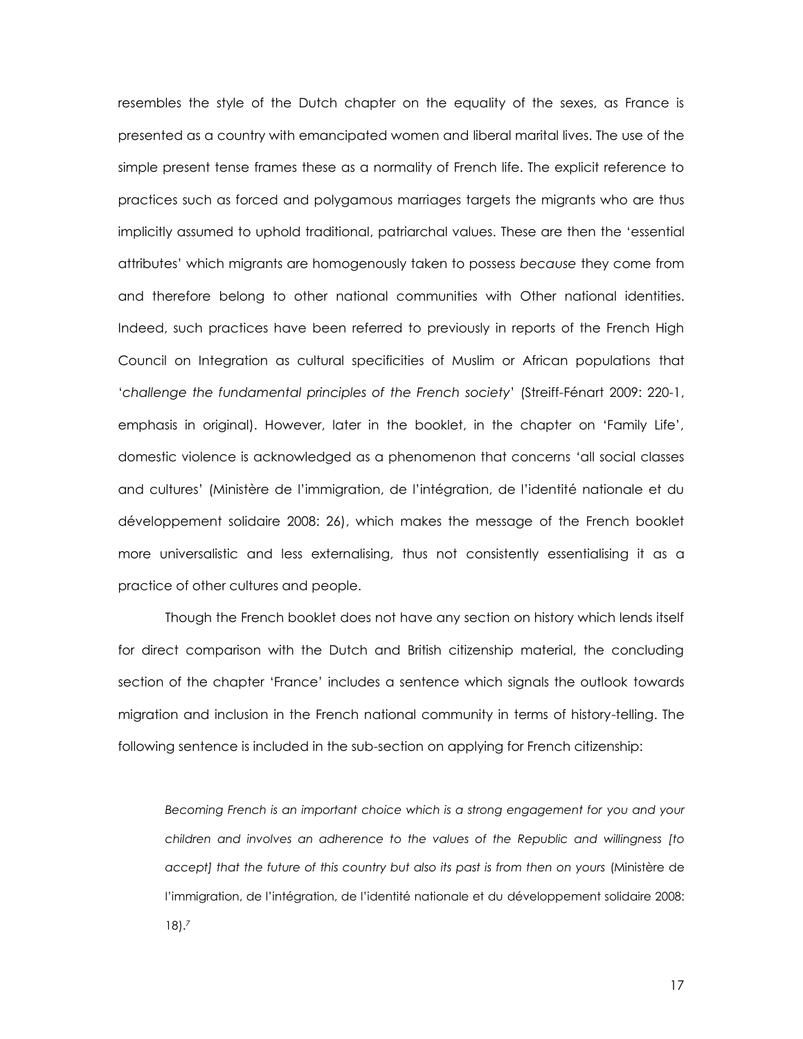resembles the style of the Dutch chapter on the equality of the sexes, as France is presented as a country with emancipated women and liberal marital lives. The use of the simple present tense frames these as a normality of French life. The explicit reference to practices such as forced and polygamous marriages targets the migrants who are thus implicitly assumed to uphold traditional, patriarchal values. These are then the 'essential attributes' which migrants are homogenously taken to possess *because* they come from and therefore belong to other national communities with Other national identities. Indeed, such practices have been referred to previously in reports of the French High Council on Integration as cultural specificities of Muslim or African populations that '*challenge the fundamental principles of the French society*' (Streiff-Fénart 2009: 220-1, emphasis in original). However, later in the booklet, in the chapter on 'Family Life', domestic violence is acknowledged as a phenomenon that concerns 'all social classes and cultures' (Ministère de l'immigration, de l'intégration, de l'identité nationale et du développement solidaire 2008: 26), which makes the message of the French booklet more universalistic and less externalising, thus not consistently essentialising it as a practice of other cultures and people.

Though the French booklet does not have any section on history which lends itself for direct comparison with the Dutch and British citizenship material, the concluding section of the chapter 'France' includes a sentence which signals the outlook towards migration and inclusion in the French national community in terms of history-telling. The following sentence is included in the sub-section on applying for French citizenship:

> *Becoming French is an important choice which is a strong engagement for you and your children and involves an adherence to the values of the Republic and willingness [to accept] that the future of this country but also its past is from then on yours* (Ministère de l'immigration, de l'intégration, de l'identité nationale et du développement solidaire 2008: 18).[7]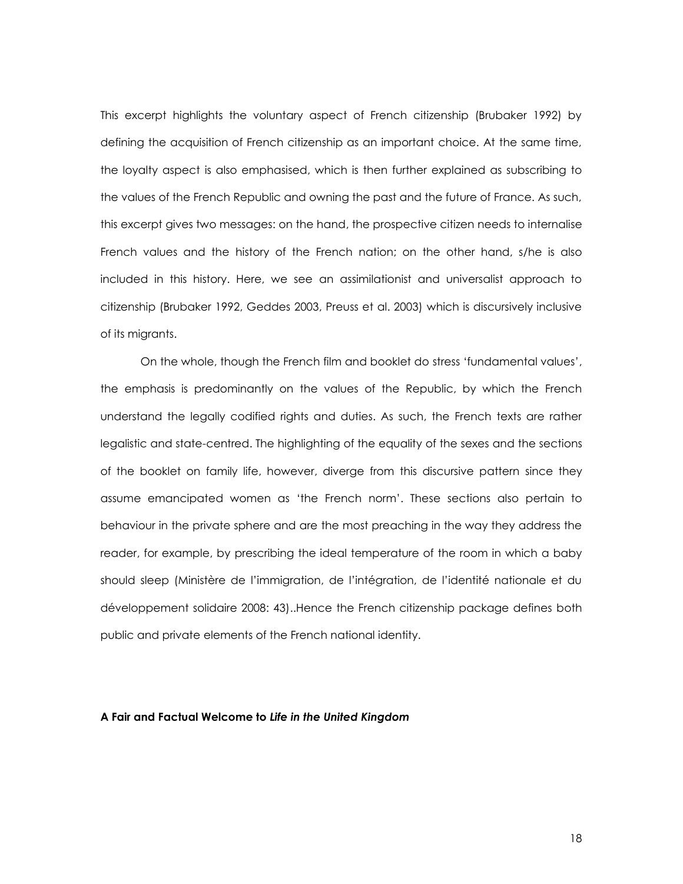This excerpt highlights the voluntary aspect of French citizenship (Brubaker 1992) by defining the acquisition of French citizenship as an important choice. At the same time, the loyalty aspect is also emphasised, which is then further explained as subscribing to the values of the French Republic and owning the past and the future of France. As such, this excerpt gives two messages: on the hand, the prospective citizen needs to internalise French values and the history of the French nation; on the other hand, s/he is also included in this history. Here, we see an assimilationist and universalist approach to citizenship (Brubaker 1992, Geddes 2003, Preuss et al. 2003) which is discursively inclusive of its migrants.

On the whole, though the French film and booklet do stress 'fundamental values', the emphasis is predominantly on the values of the Republic, by which the French understand the legally codified rights and duties. As such, the French texts are rather legalistic and state-centred. The highlighting of the equality of the sexes and the sections of the booklet on family life, however, diverge from this discursive pattern since they assume emancipated women as 'the French norm'. These sections also pertain to behaviour in the private sphere and are the most preaching in the way they address the reader, for example, by prescribing the ideal temperature of the room in which a baby should sleep (Ministère de l'immigration, de l'intégration, de l'identité nationale et du développement solidaire 2008: 43)..Hence the French citizenship package defines both public and private elements of the French national identity.

**A Fair and Factual Welcome to *Life in the United Kingdom***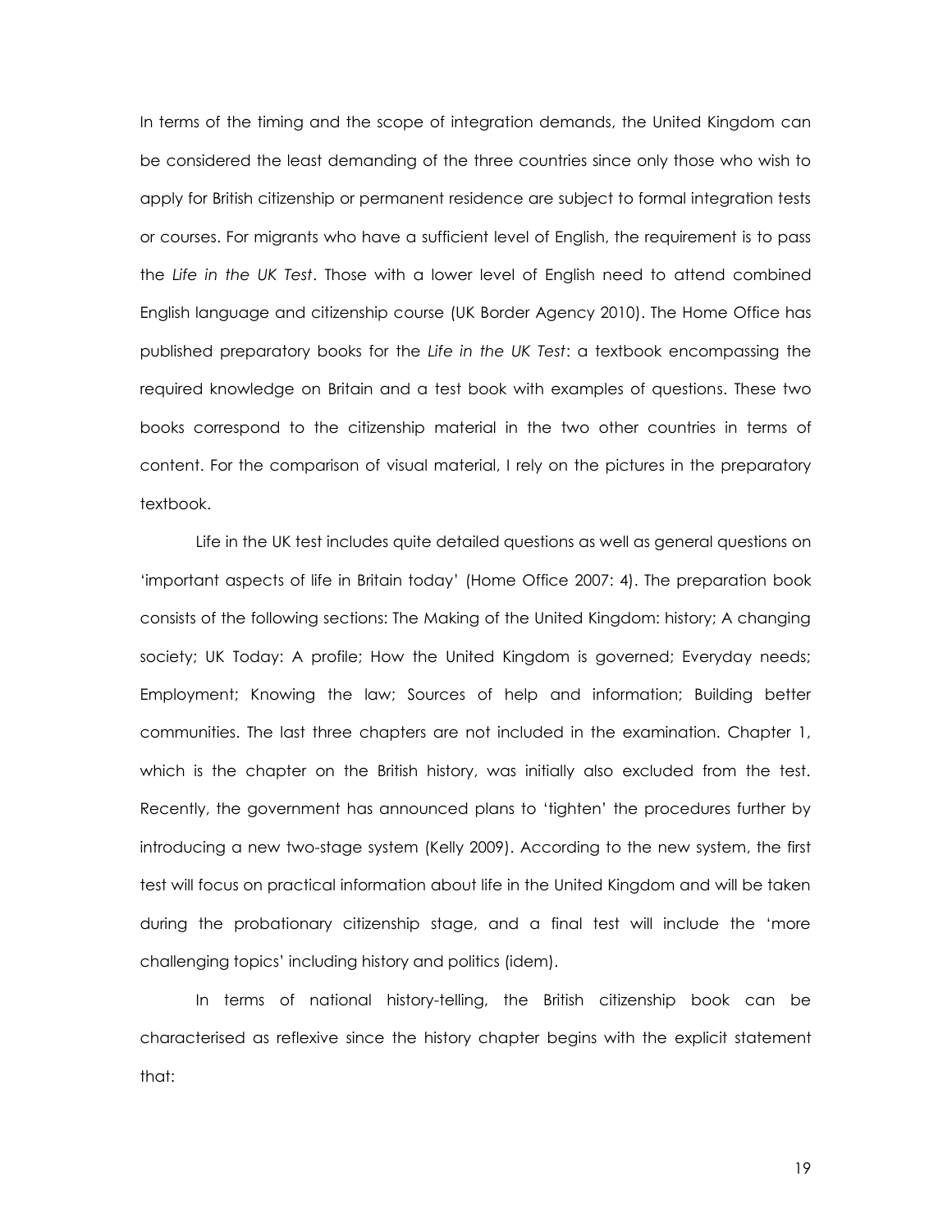In terms of the timing and the scope of integration demands, the United Kingdom can be considered the least demanding of the three countries since only those who wish to apply for British citizenship or permanent residence are subject to formal integration tests or courses. For migrants who have a sufficient level of English, the requirement is to pass the *Life in the UK Test*. Those with a lower level of English need to attend combined English language and citizenship course (UK Border Agency 2010). The Home Office has published preparatory books for the *Life in the UK Test*: a textbook encompassing the required knowledge on Britain and a test book with examples of questions. These two books correspond to the citizenship material in the two other countries in terms of content. For the comparison of visual material, I rely on the pictures in the preparatory textbook.

Life in the UK test includes quite detailed questions as well as general questions on 'important aspects of life in Britain today' (Home Office 2007: 4). The preparation book consists of the following sections: The Making of the United Kingdom: history; A changing society; UK Today: A profile; How the United Kingdom is governed; Everyday needs; Employment; Knowing the law; Sources of help and information; Building better communities. The last three chapters are not included in the examination. Chapter 1, which is the chapter on the British history, was initially also excluded from the test. Recently, the government has announced plans to 'tighten' the procedures further by introducing a new two-stage system (Kelly 2009). According to the new system, the first test will focus on practical information about life in the United Kingdom and will be taken during the probationary citizenship stage, and a final test will include the 'more challenging topics' including history and politics (idem).

In terms of national history-telling, the British citizenship book can be characterised as reflexive since the history chapter begins with the explicit statement that: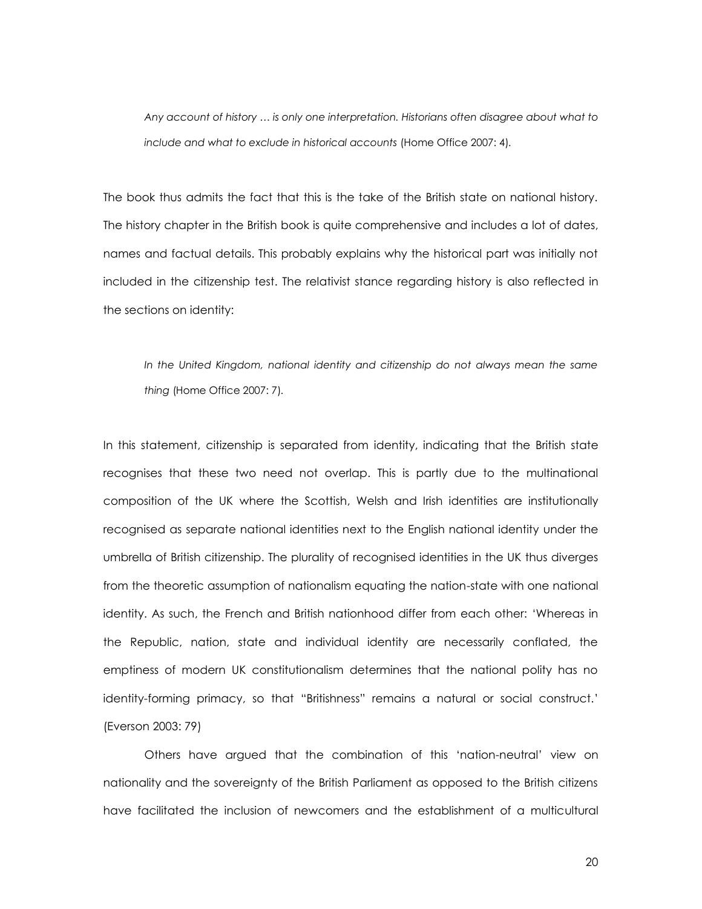> *Any account of history … is only one interpretation. Historians often disagree about what to include and what to exclude in historical accounts* (Home Office 2007: 4).

The book thus admits the fact that this is the take of the British state on national history. The history chapter in the British book is quite comprehensive and includes a lot of dates, names and factual details. This probably explains why the historical part was initially not included in the citizenship test. The relativist stance regarding history is also reflected in the sections on identity:

> *In the United Kingdom, national identity and citizenship do not always mean the same thing* (Home Office 2007: 7).

In this statement, citizenship is separated from identity, indicating that the British state recognises that these two need not overlap. This is partly due to the multinational composition of the UK where the Scottish, Welsh and Irish identities are institutionally recognised as separate national identities next to the English national identity under the umbrella of British citizenship. The plurality of recognised identities in the UK thus diverges from the theoretic assumption of nationalism equating the nation-state with one national identity. As such, the French and British nationhood differ from each other: 'Whereas in the Republic, nation, state and individual identity are necessarily conflated, the emptiness of modern UK constitutionalism determines that the national polity has no identity-forming primacy, so that "Britishness" remains a natural or social construct.' (Everson 2003: 79)

Others have argued that the combination of this 'nation-neutral' view on nationality and the sovereignty of the British Parliament as opposed to the British citizens have facilitated the inclusion of newcomers and the establishment of a multicultural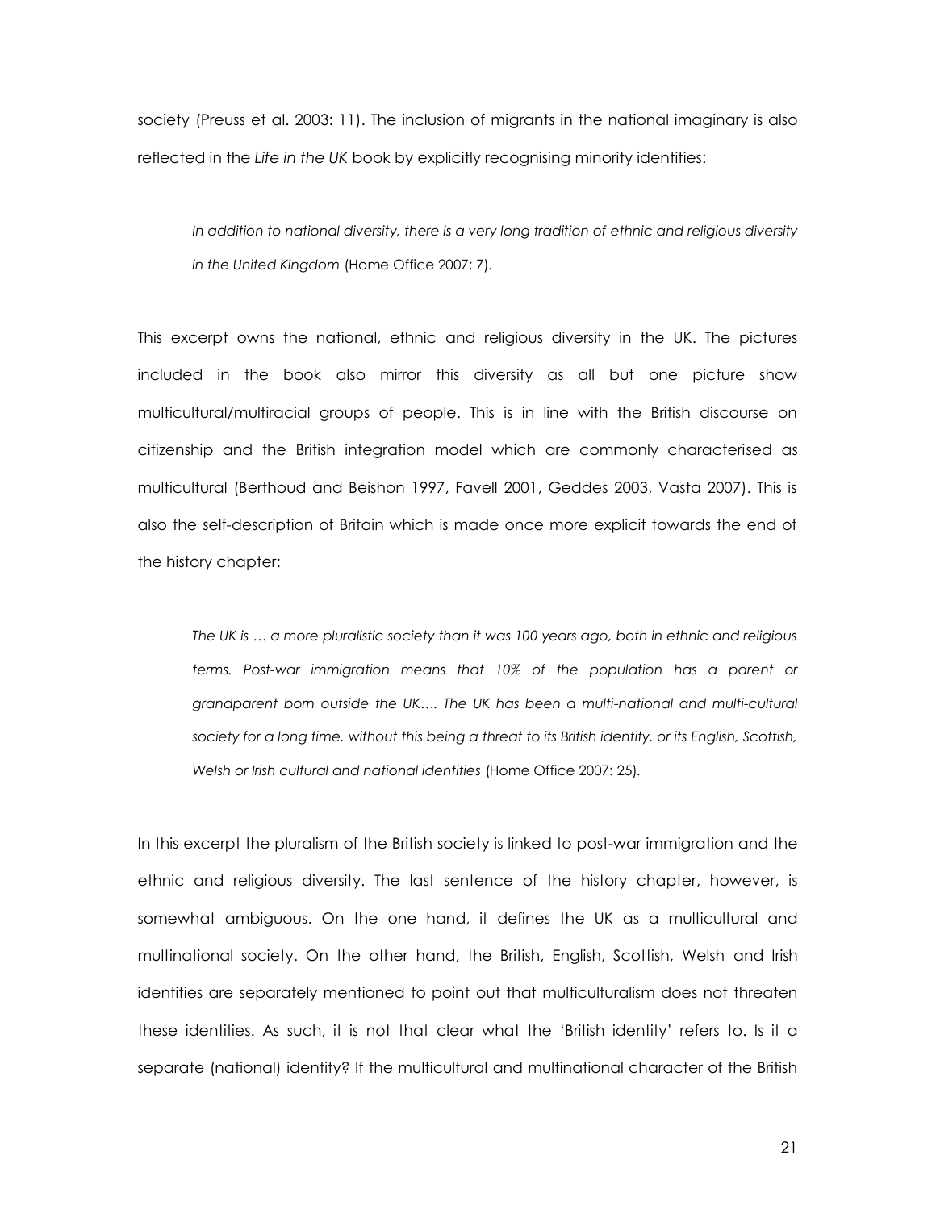society (Preuss et al. 2003: 11). The inclusion of migrants in the national imaginary is also reflected in the *Life in the UK* book by explicitly recognising minority identities:

> *In addition to national diversity, there is a very long tradition of ethnic and religious diversity in the United Kingdom* (Home Office 2007: 7).

This excerpt owns the national, ethnic and religious diversity in the UK. The pictures included in the book also mirror this diversity as all but one picture show multicultural/multiracial groups of people. This is in line with the British discourse on citizenship and the British integration model which are commonly characterised as multicultural (Berthoud and Beishon 1997, Favell 2001, Geddes 2003, Vasta 2007). This is also the self-description of Britain which is made once more explicit towards the end of the history chapter:

> *The UK is … a more pluralistic society than it was 100 years ago, both in ethnic and religious terms. Post-war immigration means that 10% of the population has a parent or grandparent born outside the UK…. The UK has been a multi-national and multi-cultural society for a long time, without this being a threat to its British identity, or its English, Scottish, Welsh or Irish cultural and national identities* (Home Office 2007: 25).

In this excerpt the pluralism of the British society is linked to post-war immigration and the ethnic and religious diversity. The last sentence of the history chapter, however, is somewhat ambiguous. On the one hand, it defines the UK as a multicultural and multinational society. On the other hand, the British, English, Scottish, Welsh and Irish identities are separately mentioned to point out that multiculturalism does not threaten these identities. As such, it is not that clear what the 'British identity' refers to. Is it a separate (national) identity? If the multicultural and multinational character of the British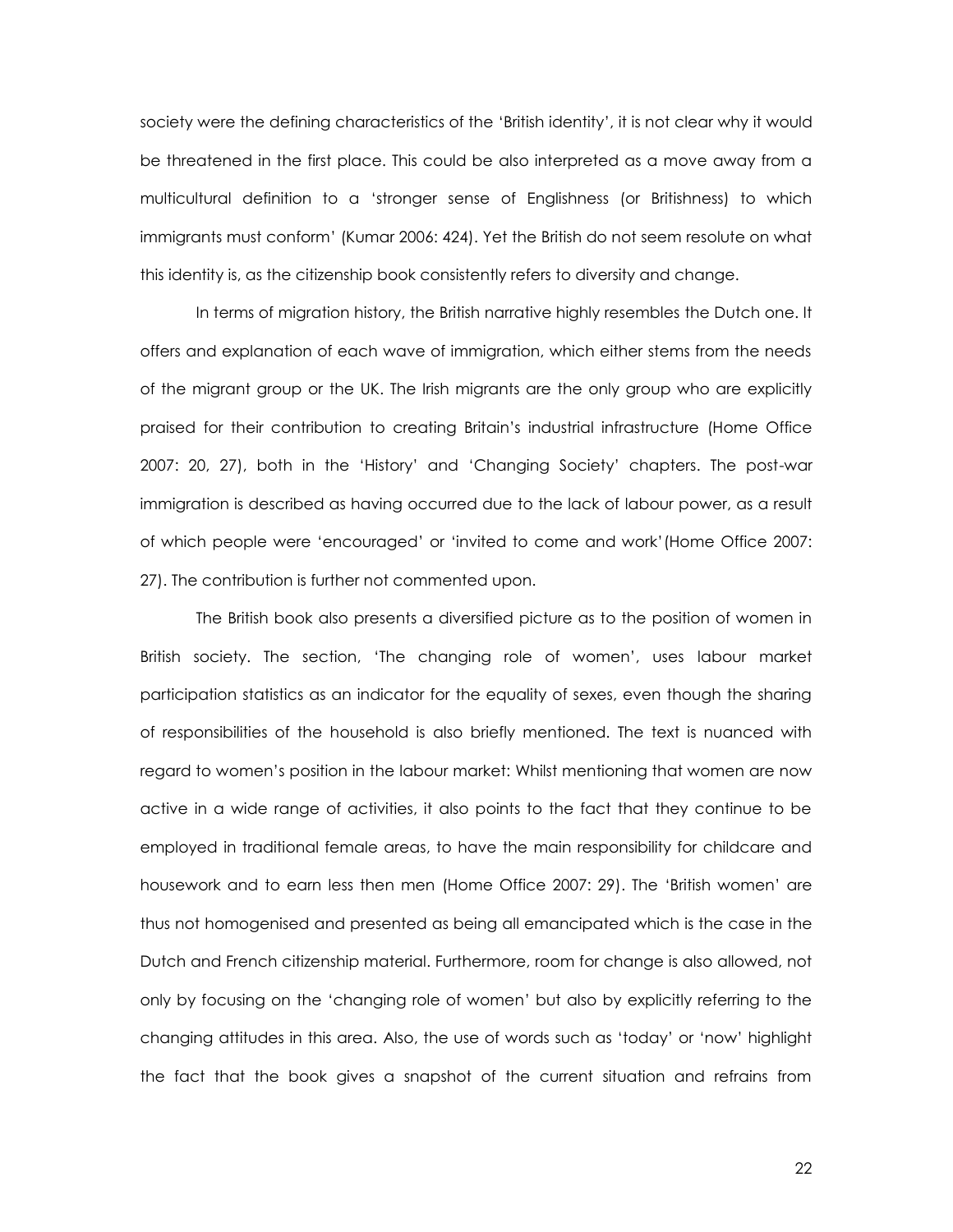society were the defining characteristics of the 'British identity', it is not clear why it would be threatened in the first place. This could be also interpreted as a move away from a multicultural definition to a 'stronger sense of Englishness (or Britishness) to which immigrants must conform' (Kumar 2006: 424). Yet the British do not seem resolute on what this identity is, as the citizenship book consistently refers to diversity and change.

In terms of migration history, the British narrative highly resembles the Dutch one. It offers and explanation of each wave of immigration, which either stems from the needs of the migrant group or the UK. The Irish migrants are the only group who are explicitly praised for their contribution to creating Britain's industrial infrastructure (Home Office 2007: 20, 27), both in the 'History' and 'Changing Society' chapters. The post-war immigration is described as having occurred due to the lack of labour power, as a result of which people were 'encouraged' or 'invited to come and work'(Home Office 2007: 27). The contribution is further not commented upon.

The British book also presents a diversified picture as to the position of women in British society. The section, 'The changing role of women', uses labour market participation statistics as an indicator for the equality of sexes, even though the sharing of responsibilities of the household is also briefly mentioned. The text is nuanced with regard to women's position in the labour market: Whilst mentioning that women are now active in a wide range of activities, it also points to the fact that they continue to be employed in traditional female areas, to have the main responsibility for childcare and housework and to earn less then men (Home Office 2007: 29). The 'British women' are thus not homogenised and presented as being all emancipated which is the case in the Dutch and French citizenship material. Furthermore, room for change is also allowed, not only by focusing on the 'changing role of women' but also by explicitly referring to the changing attitudes in this area. Also, the use of words such as 'today' or 'now' highlight the fact that the book gives a snapshot of the current situation and refrains from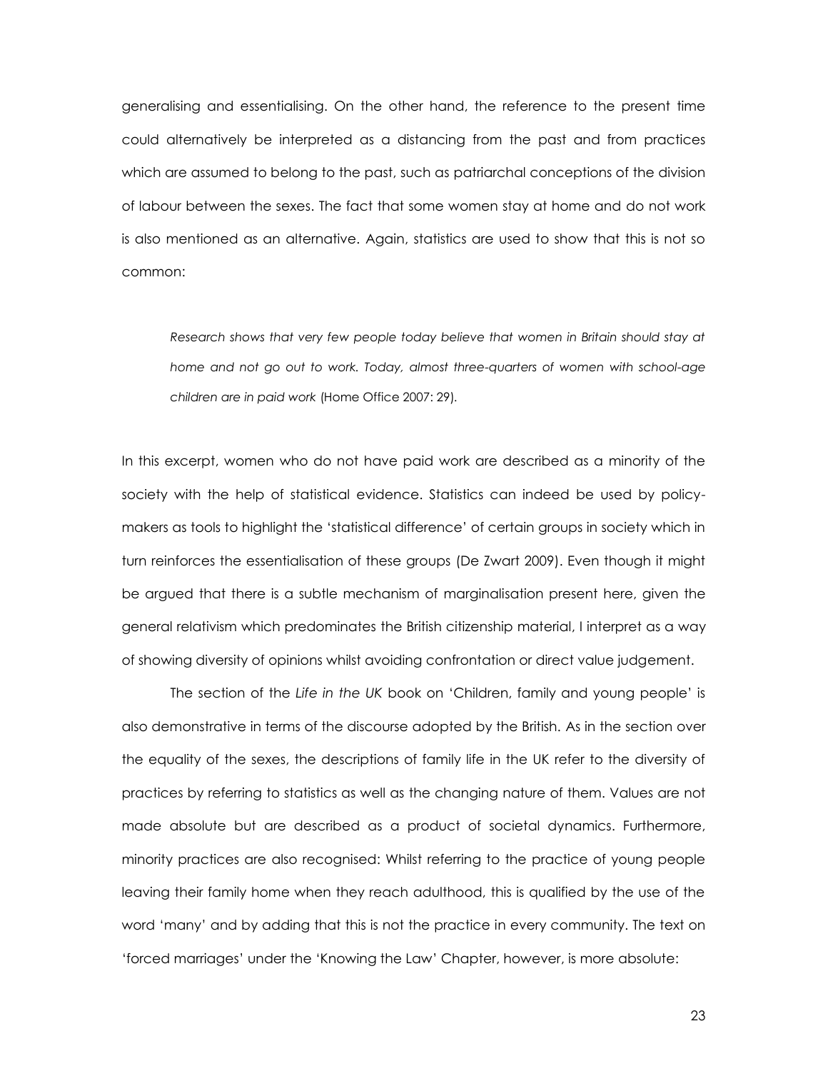generalising and essentialising. On the other hand, the reference to the present time could alternatively be interpreted as a distancing from the past and from practices which are assumed to belong to the past, such as patriarchal conceptions of the division of labour between the sexes. The fact that some women stay at home and do not work is also mentioned as an alternative. Again, statistics are used to show that this is not so common:

> *Research shows that very few people today believe that women in Britain should stay at home and not go out to work. Today, almost three-quarters of women with school-age children are in paid work* (Home Office 2007: 29).

In this excerpt, women who do not have paid work are described as a minority of the society with the help of statistical evidence. Statistics can indeed be used by policy-makers as tools to highlight the 'statistical difference' of certain groups in society which in turn reinforces the essentialisation of these groups (De Zwart 2009). Even though it might be argued that there is a subtle mechanism of marginalisation present here, given the general relativism which predominates the British citizenship material, I interpret as a way of showing diversity of opinions whilst avoiding confrontation or direct value judgement.

The section of the *Life in the UK* book on 'Children, family and young people' is also demonstrative in terms of the discourse adopted by the British. As in the section over the equality of the sexes, the descriptions of family life in the UK refer to the diversity of practices by referring to statistics as well as the changing nature of them. Values are not made absolute but are described as a product of societal dynamics. Furthermore, minority practices are also recognised: Whilst referring to the practice of young people leaving their family home when they reach adulthood, this is qualified by the use of the word 'many' and by adding that this is not the practice in every community. The text on 'forced marriages' under the 'Knowing the Law' Chapter, however, is more absolute: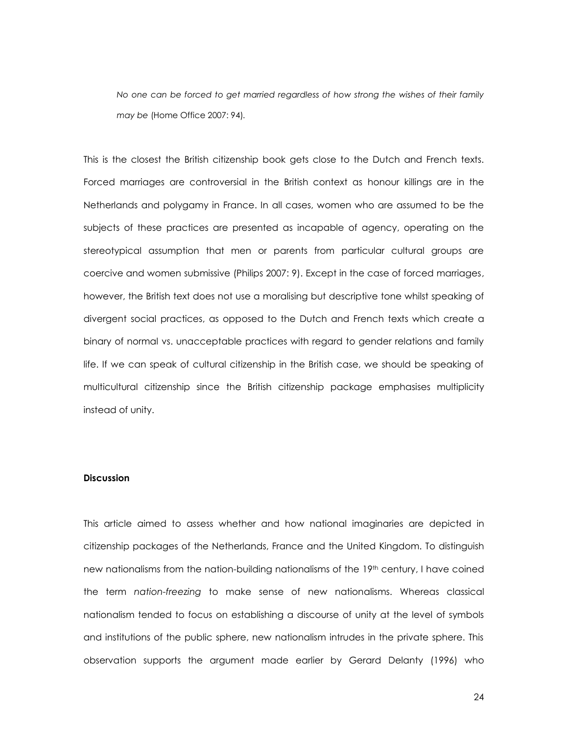*No one can be forced to get married regardless of how strong the wishes of their family may be* (Home Office 2007: 94).

This is the closest the British citizenship book gets close to the Dutch and French texts. Forced marriages are controversial in the British context as honour killings are in the Netherlands and polygamy in France. In all cases, women who are assumed to be the subjects of these practices are presented as incapable of agency, operating on the stereotypical assumption that men or parents from particular cultural groups are coercive and women submissive (Philips 2007: 9). Except in the case of forced marriages, however, the British text does not use a moralising but descriptive tone whilst speaking of divergent social practices, as opposed to the Dutch and French texts which create a binary of normal vs. unacceptable practices with regard to gender relations and family life. If we can speak of cultural citizenship in the British case, we should be speaking of multicultural citizenship since the British citizenship package emphasises multiplicity instead of unity.

## Discussion

This article aimed to assess whether and how national imaginaries are depicted in citizenship packages of the Netherlands, France and the United Kingdom. To distinguish new nationalisms from the nation-building nationalisms of the 19th century, I have coined the term *nation-freezing* to make sense of new nationalisms. Whereas classical nationalism tended to focus on establishing a discourse of unity at the level of symbols and institutions of the public sphere, new nationalism intrudes in the private sphere. This observation supports the argument made earlier by Gerard Delanty (1996) who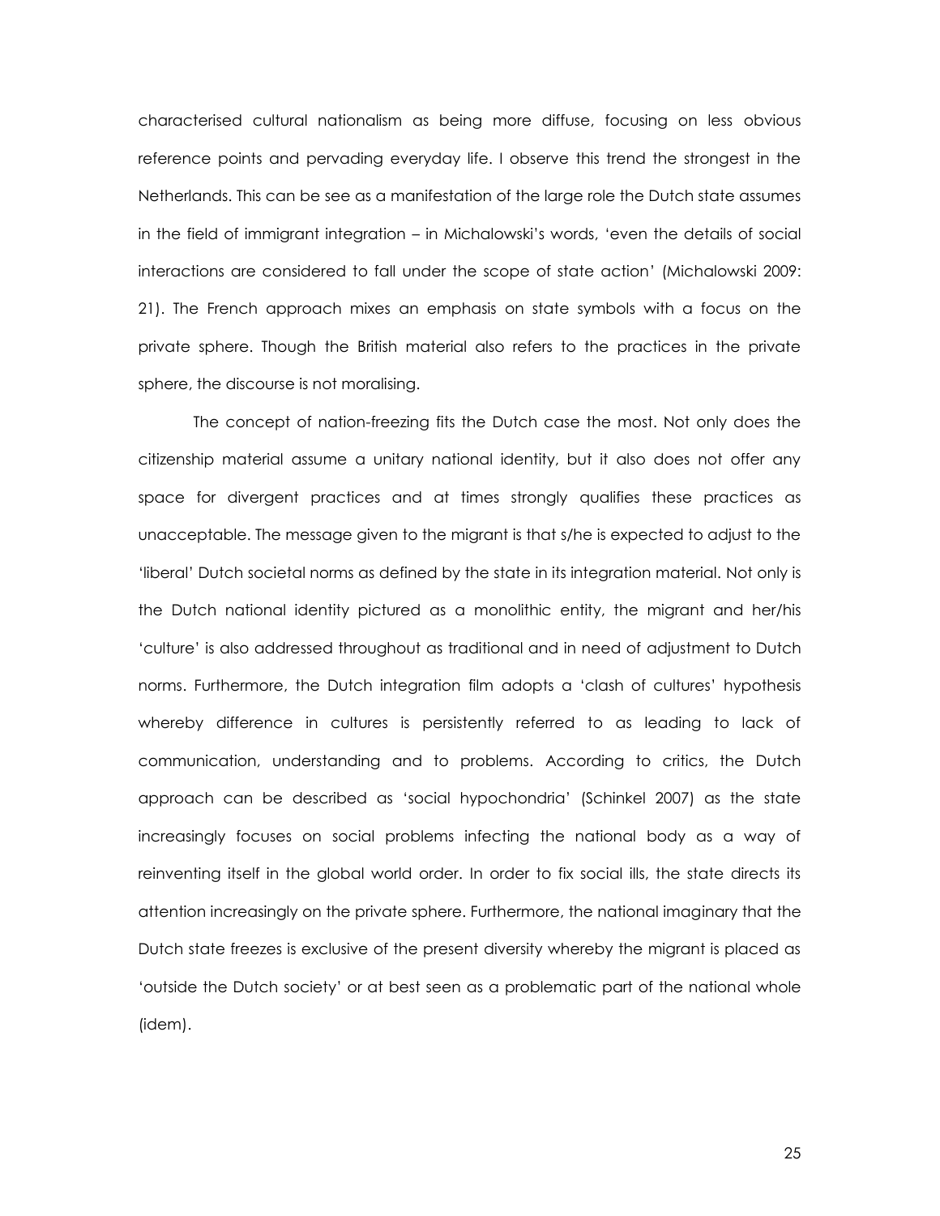characterised cultural nationalism as being more diffuse, focusing on less obvious reference points and pervading everyday life. I observe this trend the strongest in the Netherlands. This can be see as a manifestation of the large role the Dutch state assumes in the field of immigrant integration – in Michalowski's words, 'even the details of social interactions are considered to fall under the scope of state action' (Michalowski 2009: 21). The French approach mixes an emphasis on state symbols with a focus on the private sphere. Though the British material also refers to the practices in the private sphere, the discourse is not moralising.

The concept of nation-freezing fits the Dutch case the most. Not only does the citizenship material assume a unitary national identity, but it also does not offer any space for divergent practices and at times strongly qualifies these practices as unacceptable. The message given to the migrant is that s/he is expected to adjust to the 'liberal' Dutch societal norms as defined by the state in its integration material. Not only is the Dutch national identity pictured as a monolithic entity, the migrant and her/his 'culture' is also addressed throughout as traditional and in need of adjustment to Dutch norms. Furthermore, the Dutch integration film adopts a 'clash of cultures' hypothesis whereby difference in cultures is persistently referred to as leading to lack of communication, understanding and to problems. According to critics, the Dutch approach can be described as 'social hypochondria' (Schinkel 2007) as the state increasingly focuses on social problems infecting the national body as a way of reinventing itself in the global world order. In order to fix social ills, the state directs its attention increasingly on the private sphere. Furthermore, the national imaginary that the Dutch state freezes is exclusive of the present diversity whereby the migrant is placed as 'outside the Dutch society' or at best seen as a problematic part of the national whole (idem).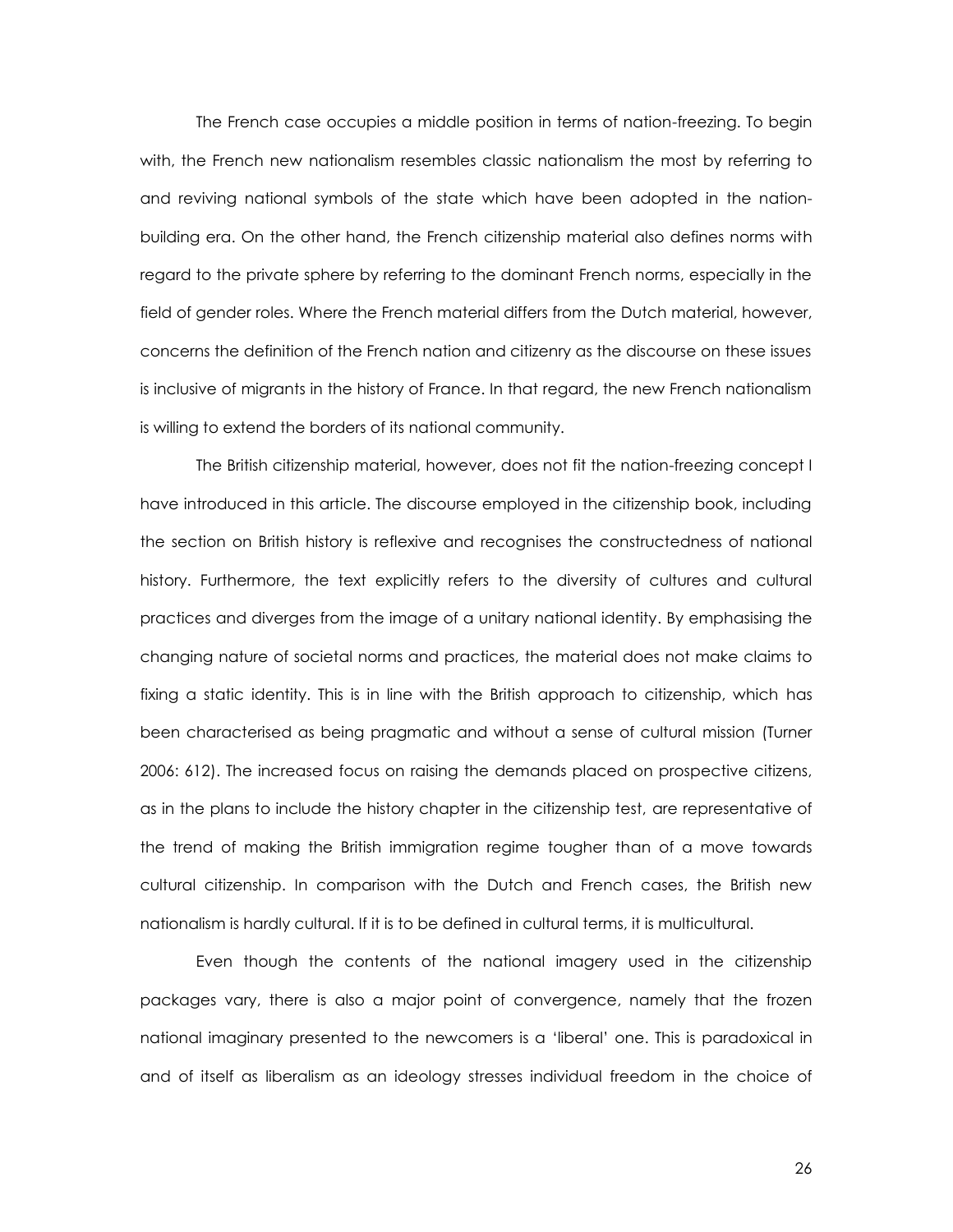The French case occupies a middle position in terms of nation-freezing. To begin with, the French new nationalism resembles classic nationalism the most by referring to and reviving national symbols of the state which have been adopted in the nation-building era. On the other hand, the French citizenship material also defines norms with regard to the private sphere by referring to the dominant French norms, especially in the field of gender roles. Where the French material differs from the Dutch material, however, concerns the definition of the French nation and citizenry as the discourse on these issues is inclusive of migrants in the history of France. In that regard, the new French nationalism is willing to extend the borders of its national community.

The British citizenship material, however, does not fit the nation-freezing concept I have introduced in this article. The discourse employed in the citizenship book, including the section on British history is reflexive and recognises the constructedness of national history. Furthermore, the text explicitly refers to the diversity of cultures and cultural practices and diverges from the image of a unitary national identity. By emphasising the changing nature of societal norms and practices, the material does not make claims to fixing a static identity. This is in line with the British approach to citizenship, which has been characterised as being pragmatic and without a sense of cultural mission (Turner 2006: 612). The increased focus on raising the demands placed on prospective citizens, as in the plans to include the history chapter in the citizenship test, are representative of the trend of making the British immigration regime tougher than of a move towards cultural citizenship. In comparison with the Dutch and French cases, the British new nationalism is hardly cultural. If it is to be defined in cultural terms, it is multicultural.

Even though the contents of the national imagery used in the citizenship packages vary, there is also a major point of convergence, namely that the frozen national imaginary presented to the newcomers is a 'liberal' one. This is paradoxical in and of itself as liberalism as an ideology stresses individual freedom in the choice of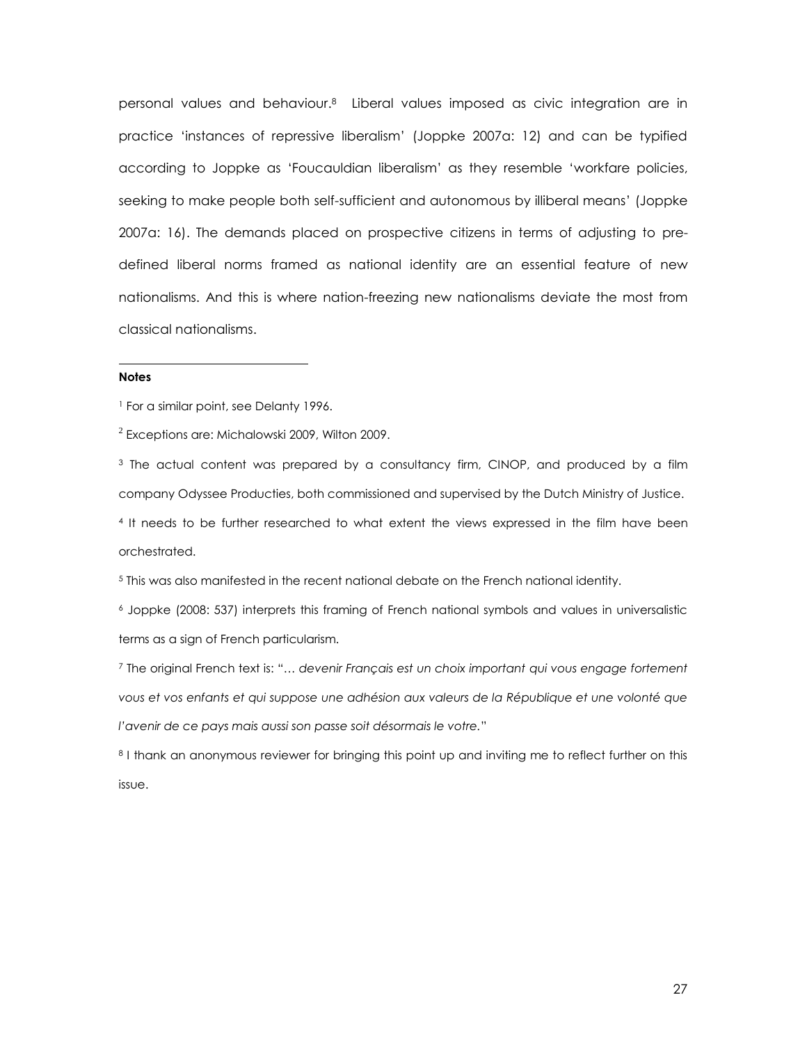personal values and behaviour.[8] Liberal values imposed as civic integration are in practice 'instances of repressive liberalism' (Joppke 2007a: 12) and can be typified according to Joppke as 'Foucauldian liberalism' as they resemble 'workfare policies, seeking to make people both self-sufficient and autonomous by illiberal means' (Joppke 2007a: 16). The demands placed on prospective citizens in terms of adjusting to pre-defined liberal norms framed as national identity are an essential feature of new nationalisms. And this is where nation-freezing new nationalisms deviate the most from classical nationalisms.

**Notes**

[1] For a similar point, see Delanty 1996.

[2] Exceptions are: Michalowski 2009, Wilton 2009.

[3] The actual content was prepared by a consultancy firm, CINOP, and produced by a film company Odyssee Producties, both commissioned and supervised by the Dutch Ministry of Justice.

[4] It needs to be further researched to what extent the views expressed in the film have been orchestrated.

[5] This was also manifested in the recent national debate on the French national identity.

[6] Joppke (2008: 537) interprets this framing of French national symbols and values in universalistic terms as a sign of French particularism.

[7] The original French text is: "*… devenir Français est un choix important qui vous engage fortement vous et vos enfants et qui suppose une adhésion aux valeurs de la République et une volonté que l'avenir de ce pays mais aussi son passe soit désormais le votre.*"

[8] I thank an anonymous reviewer for bringing this point up and inviting me to reflect further on this issue.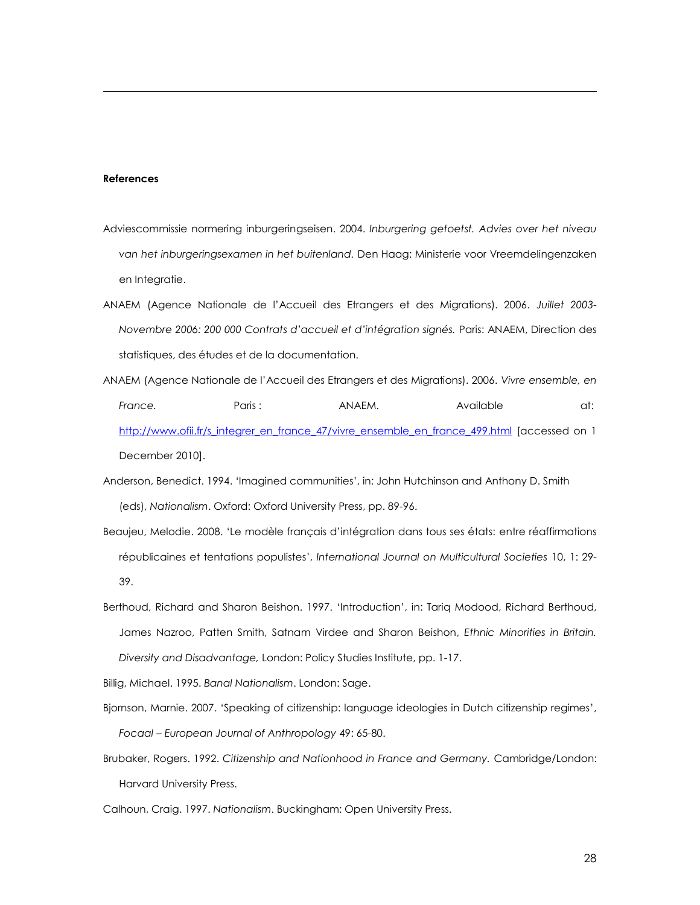**References**

Adviescommissie normering inburgeringseisen. 2004. *Inburgering getoetst. Advies over het niveau van het inburgeringsexamen in het buitenland.* Den Haag: Ministerie voor Vreemdelingenzaken en Integratie.

ANAEM (Agence Nationale de l'Accueil des Etrangers et des Migrations). 2006. *Juillet 2003-Novembre 2006: 200 000 Contrats d'accueil et d'intégration signés.* Paris: ANAEM, Direction des statistiques, des études et de la documentation.

ANAEM (Agence Nationale de l'Accueil des Etrangers et des Migrations). 2006. *Vivre ensemble, en France.* Paris : ANAEM. Available at: http://www.ofii.fr/s_integrer_en_france_47/vivre_ensemble_en_france_499.html [accessed on 1 December 2010].

Anderson, Benedict. 1994. 'Imagined communities', in: John Hutchinson and Anthony D. Smith (eds), *Nationalism*. Oxford: Oxford University Press, pp. 89-96.

Beaujeu, Melodie. 2008. 'Le modèle français d'intégration dans tous ses états: entre réaffirmations républicaines et tentations populistes', *International Journal on Multicultural Societies* 10, 1: 29-39.

Berthoud, Richard and Sharon Beishon. 1997. 'Introduction', in: Tariq Modood, Richard Berthoud, James Nazroo, Patten Smith, Satnam Virdee and Sharon Beishon, *Ethnic Minorities in Britain. Diversity and Disadvantage,* London: Policy Studies Institute, pp. 1-17.

Billig, Michael. 1995. *Banal Nationalism*. London: Sage.

Bjornson, Marnie. 2007. 'Speaking of citizenship: language ideologies in Dutch citizenship regimes', *Focaal – European Journal of Anthropology* 49: 65-80.

Brubaker, Rogers. 1992. *Citizenship and Nationhood in France and Germany.* Cambridge/London: Harvard University Press.

Calhoun, Craig. 1997. *Nationalism*. Buckingham: Open University Press.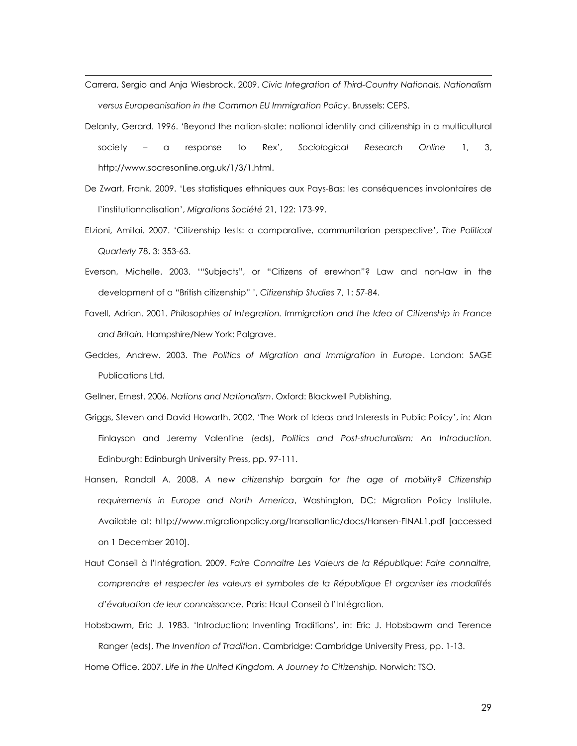Carrera, Sergio and Anja Wiesbrock. 2009. *Civic Integration of Third-Country Nationals. Nationalism versus Europeanisation in the Common EU Immigration Policy*. Brussels: CEPS.

Delanty, Gerard. 1996. 'Beyond the nation-state: national identity and citizenship in a multicultural society – a response to Rex', *Sociological Research Online* 1, 3, http://www.socresonline.org.uk/1/3/1.html.

De Zwart, Frank. 2009. 'Les statistiques ethniques aux Pays-Bas: les conséquences involontaires de l'institutionnalisation', *Migrations Société* 21, 122: 173-99.

Etzioni, Amitai. 2007. 'Citizenship tests: a comparative, communitarian perspective', *The Political Quarterly* 78, 3: 353-63.

Everson, Michelle. 2003. '"Subjects", or "Citizens of erewhon"? Law and non-law in the development of a "British citizenship" ', *Citizenship Studies* 7, 1: 57-84.

Favell, Adrian. 2001. *Philosophies of Integration. Immigration and the Idea of Citizenship in France and Britain.* Hampshire/New York: Palgrave.

Geddes, Andrew. 2003. *The Politics of Migration and Immigration in Europe*. London: SAGE Publications Ltd.

Gellner, Ernest. 2006. *Nations and Nationalism*. Oxford: Blackwell Publishing.

Griggs, Steven and David Howarth. 2002. 'The Work of Ideas and Interests in Public Policy', in: Alan Finlayson and Jeremy Valentine (eds), *Politics and Post-structuralism: An Introduction.* Edinburgh: Edinburgh University Press, pp. 97-111.

Hansen, Randall A. 2008. *A new citizenship bargain for the age of mobility? Citizenship requirements in Europe and North America*, Washington, DC: Migration Policy Institute. Available at: http://www.migrationpolicy.org/transatlantic/docs/Hansen-FINAL1.pdf [accessed on 1 December 2010].

Haut Conseil à l'Intégration. 2009. *Faire Connaitre Les Valeurs de la République: Faire connaitre, comprendre et respecter les valeurs et symboles de la République Et organiser les modalités d'évaluation de leur connaissance*. Paris: Haut Conseil à l'Intégration.

Hobsbawm, Eric J. 1983. 'Introduction: Inventing Traditions', in: Eric J. Hobsbawm and Terence Ranger (eds), *The Invention of Tradition*. Cambridge: Cambridge University Press, pp. 1-13.

Home Office. 2007. *Life in the United Kingdom. A Journey to Citizenship.* Norwich: TSO.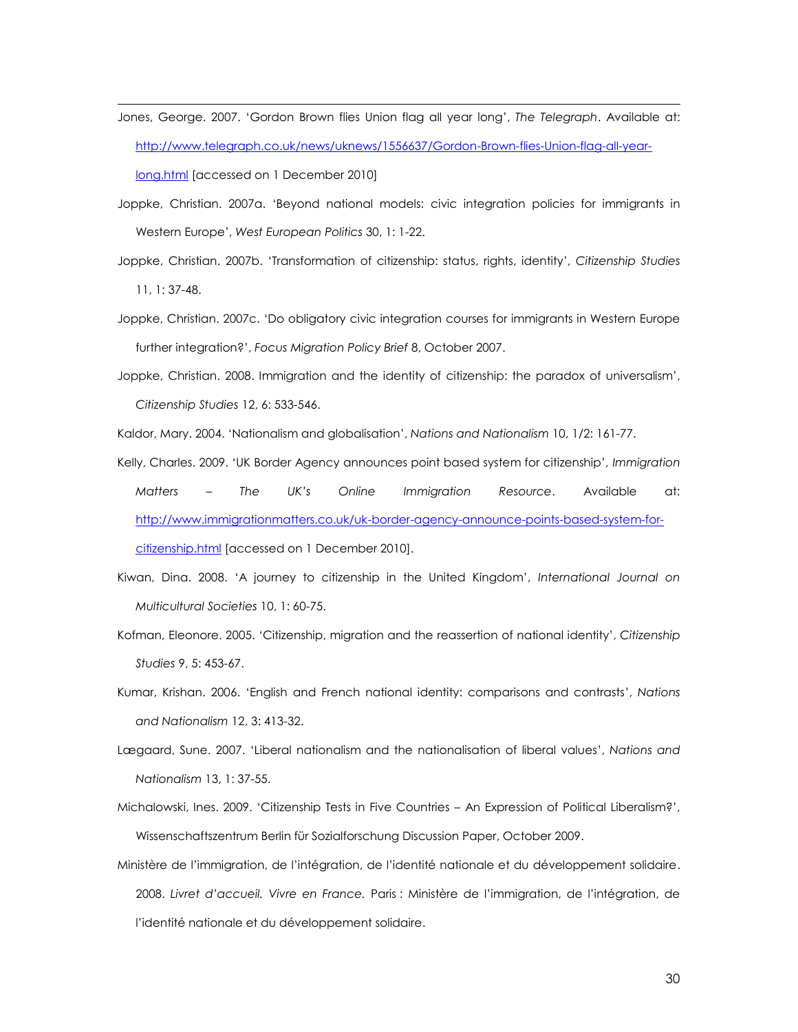Jones, George. 2007. 'Gordon Brown flies Union flag all year long', *The Telegraph*. Available at: http://www.telegraph.co.uk/news/uknews/1556637/Gordon-Brown-flies-Union-flag-all-year-long.html [accessed on 1 December 2010]

Joppke, Christian. 2007a. 'Beyond national models: civic integration policies for immigrants in Western Europe', *West European Politics* 30, 1: 1-22.

Joppke, Christian. 2007b. 'Transformation of citizenship: status, rights, identity', *Citizenship Studies* 11, 1: 37-48.

Joppke, Christian. 2007c. 'Do obligatory civic integration courses for immigrants in Western Europe further integration?', *Focus Migration Policy Brief* 8, October 2007.

Joppke, Christian. 2008. Immigration and the identity of citizenship: the paradox of universalism', *Citizenship Studies* 12, 6: 533-546.

Kaldor, Mary. 2004. 'Nationalism and globalisation', *Nations and Nationalism* 10, 1/2: 161-77.

Kelly, Charles. 2009. 'UK Border Agency announces point based system for citizenship', *Immigration Matters – The UK's Online Immigration Resource*. Available at: http://www.immigrationmatters.co.uk/uk-border-agency-announce-points-based-system-for-citizenship.html [accessed on 1 December 2010].

Kiwan, Dina. 2008. 'A journey to citizenship in the United Kingdom', *International Journal on Multicultural Societies* 10, 1: 60-75.

Kofman, Eleonore. 2005. 'Citizenship, migration and the reassertion of national identity', *Citizenship Studies* 9, 5: 453-67.

Kumar, Krishan. 2006. 'English and French national identity: comparisons and contrasts', *Nations and Nationalism* 12, 3: 413-32.

Lægaard, Sune. 2007. 'Liberal nationalism and the nationalisation of liberal values', *Nations and Nationalism* 13, 1: 37-55.

Michalowski, Ines. 2009. 'Citizenship Tests in Five Countries – An Expression of Political Liberalism?', Wissenschaftszentrum Berlin für Sozialforschung Discussion Paper, October 2009.

Ministère de l'immigration, de l'intégration, de l'identité nationale et du développement solidaire. 2008. *Livret d'accueil. Vivre en France.* Paris : Ministère de l'immigration, de l'intégration, de l'identité nationale et du développement solidaire.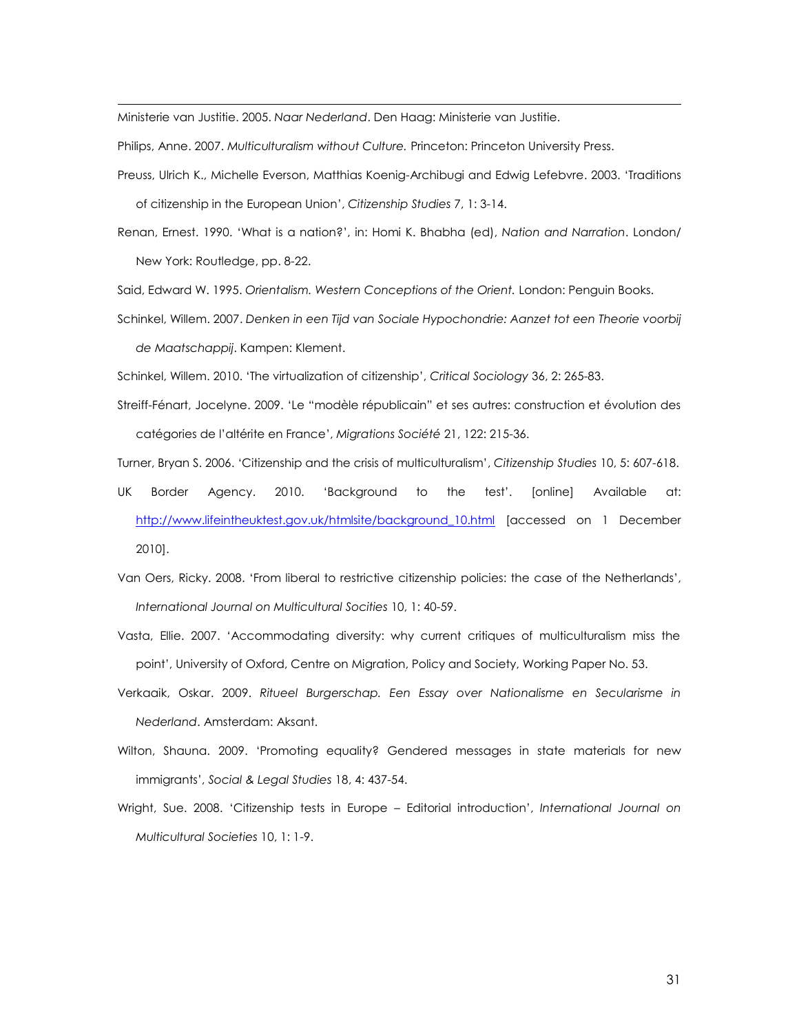Ministerie van Justitie. 2005. *Naar Nederland*. Den Haag: Ministerie van Justitie.

Philips, Anne. 2007. *Multiculturalism without Culture.* Princeton: Princeton University Press.

Preuss, Ulrich K., Michelle Everson, Matthias Koenig-Archibugi and Edwig Lefebvre. 2003. 'Traditions of citizenship in the European Union', *Citizenship Studies* 7, 1: 3-14.

Renan, Ernest. 1990. 'What is a nation?', in: Homi K. Bhabha (ed), *Nation and Narration*. London/ New York: Routledge, pp. 8-22.

Said, Edward W. 1995. *Orientalism. Western Conceptions of the Orient.* London: Penguin Books.

Schinkel, Willem. 2007. *Denken in een Tijd van Sociale Hypochondrie: Aanzet tot een Theorie voorbij de Maatschappij*. Kampen: Klement.

Schinkel, Willem. 2010. 'The virtualization of citizenship', *Critical Sociology* 36, 2: 265-83.

Streiff-Fénart, Jocelyne. 2009. 'Le "modèle républicain" et ses autres: construction et évolution des catégories de l'altérite en France', *Migrations Société* 21, 122: 215-36.

Turner, Bryan S. 2006. 'Citizenship and the crisis of multiculturalism', *Citizenship Studies* 10, 5: 607-618.

UK Border Agency. 2010. 'Background to the test'. [online] Available at: http://www.lifeintheuktest.gov.uk/htmlsite/background_10.html [accessed on 1 December 2010].

Van Oers, Ricky. 2008. 'From liberal to restrictive citizenship policies: the case of the Netherlands', *International Journal on Multicultural Socities* 10, 1: 40-59.

Vasta, Ellie. 2007. 'Accommodating diversity: why current critiques of multiculturalism miss the point', University of Oxford, Centre on Migration, Policy and Society, Working Paper No. 53.

Verkaaik, Oskar. 2009. *Ritueel Burgerschap. Een Essay over Nationalisme en Secularisme in Nederland*. Amsterdam: Aksant.

Wilton, Shauna. 2009. 'Promoting equality? Gendered messages in state materials for new immigrants', *Social & Legal Studies* 18, 4: 437-54.

Wright, Sue. 2008. 'Citizenship tests in Europe – Editorial introduction', *International Journal on Multicultural Societies* 10, 1: 1-9.